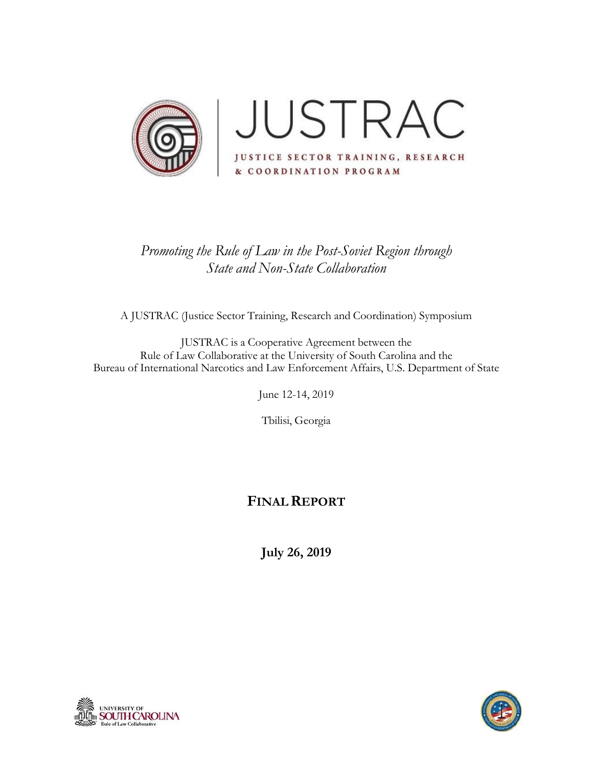# JUSTRAC

JUSTICE SECTOR TRAINING, RESEARCH & COORDINATION PROGRAM

*Promoting the Rule of Law in the Post-Soviet Region through State and Non-State Collaboration*

A JUSTRAC (Justice Sector Training, Research and Coordination) Symposium

JUSTRAC is a Cooperative Agreement between the Rule of Law Collaborative at the University of South Carolina and the Bureau of International Narcotics and Law Enforcement Affairs, U.S. Department of State

June 12-14, 2019

Tbilisi, Georgia

## FINAL REPORT

**July 26, 2019**

UNIVERSITY OF SOUTH CAROLINA
Rule of Law Collaborative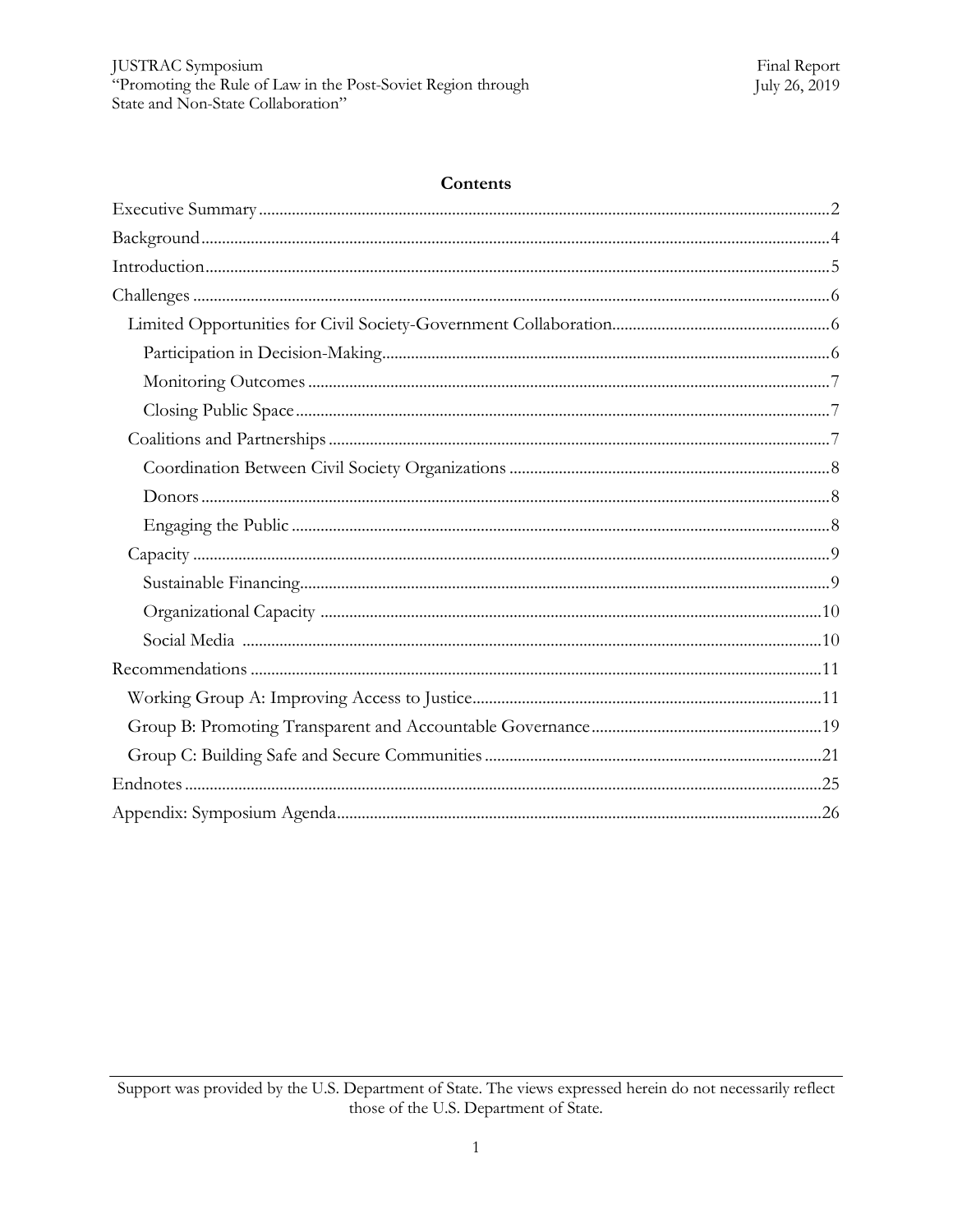## Contents

Executive Summary ........ 2
Background ........ 4
Introduction ........ 5
Challenges ........ 6
- Limited Opportunities for Civil Society-Government Collaboration ........ 6
  - Participation in Decision-Making ........ 6
  - Monitoring Outcomes ........ 7
  - Closing Public Space ........ 7
- Coalitions and Partnerships ........ 7
  - Coordination Between Civil Society Organizations ........ 8
  - Donors ........ 8
  - Engaging the Public ........ 8
- Capacity ........ 9
  - Sustainable Financing ........ 9
  - Organizational Capacity ........ 10
  - Social Media ........ 10

Recommendations ........ 11
- Working Group A: Improving Access to Justice ........ 11
- Group B: Promoting Transparent and Accountable Governance ........ 19
- Group C: Building Safe and Secure Communities ........ 21

Endnotes ........ 25
Appendix: Symposium Agenda ........ 26

Support was provided by the U.S. Department of State. The views expressed herein do not necessarily reflect those of the U.S. Department of State.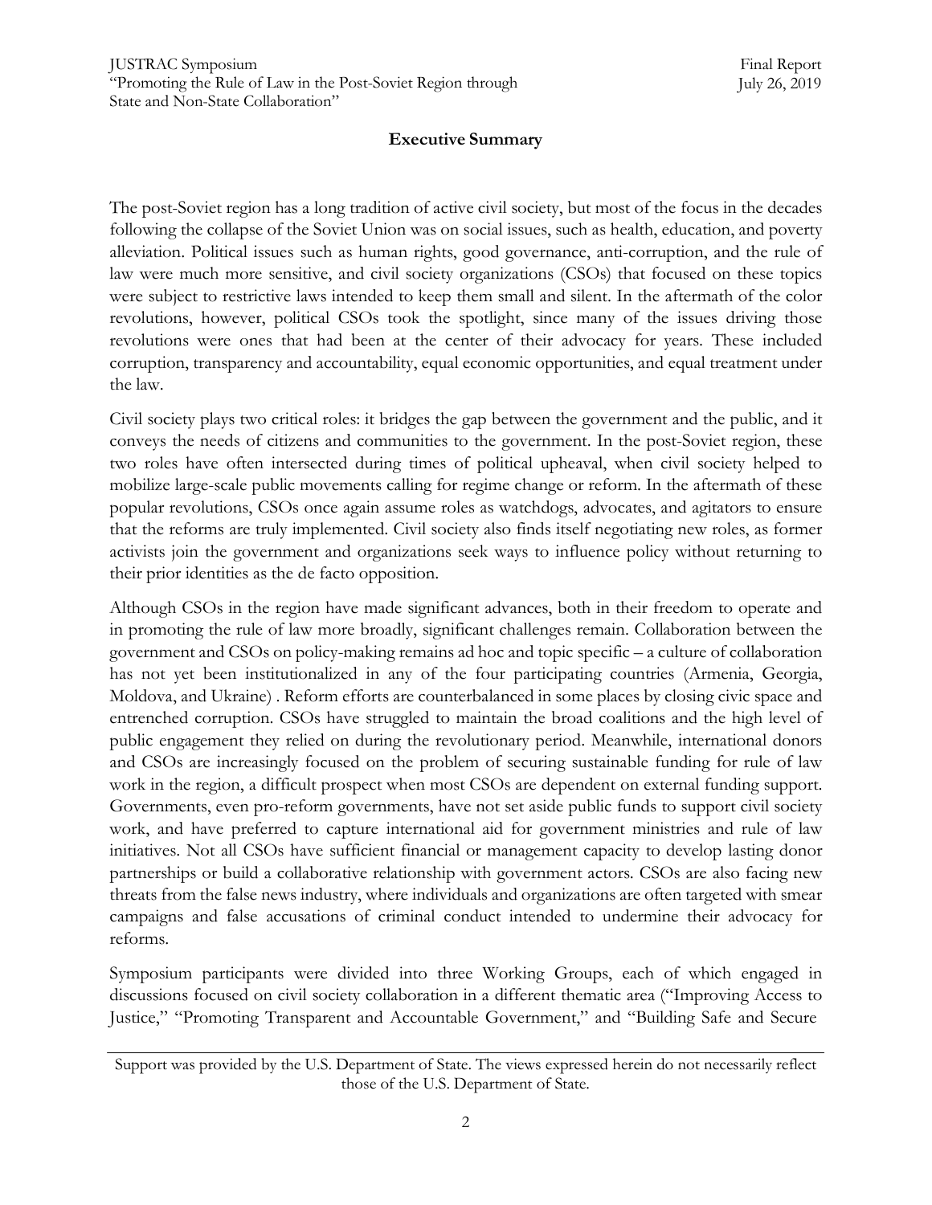## Executive Summary

The post-Soviet region has a long tradition of active civil society, but most of the focus in the decades following the collapse of the Soviet Union was on social issues, such as health, education, and poverty alleviation. Political issues such as human rights, good governance, anti-corruption, and the rule of law were much more sensitive, and civil society organizations (CSOs) that focused on these topics were subject to restrictive laws intended to keep them small and silent. In the aftermath of the color revolutions, however, political CSOs took the spotlight, since many of the issues driving those revolutions were ones that had been at the center of their advocacy for years. These included corruption, transparency and accountability, equal economic opportunities, and equal treatment under the law.

Civil society plays two critical roles: it bridges the gap between the government and the public, and it conveys the needs of citizens and communities to the government. In the post-Soviet region, these two roles have often intersected during times of political upheaval, when civil society helped to mobilize large-scale public movements calling for regime change or reform. In the aftermath of these popular revolutions, CSOs once again assume roles as watchdogs, advocates, and agitators to ensure that the reforms are truly implemented. Civil society also finds itself negotiating new roles, as former activists join the government and organizations seek ways to influence policy without returning to their prior identities as the de facto opposition.

Although CSOs in the region have made significant advances, both in their freedom to operate and in promoting the rule of law more broadly, significant challenges remain. Collaboration between the government and CSOs on policy-making remains ad hoc and topic specific – a culture of collaboration has not yet been institutionalized in any of the four participating countries (Armenia, Georgia, Moldova, and Ukraine) . Reform efforts are counterbalanced in some places by closing civic space and entrenched corruption. CSOs have struggled to maintain the broad coalitions and the high level of public engagement they relied on during the revolutionary period. Meanwhile, international donors and CSOs are increasingly focused on the problem of securing sustainable funding for rule of law work in the region, a difficult prospect when most CSOs are dependent on external funding support. Governments, even pro-reform governments, have not set aside public funds to support civil society work, and have preferred to capture international aid for government ministries and rule of law initiatives. Not all CSOs have sufficient financial or management capacity to develop lasting donor partnerships or build a collaborative relationship with government actors. CSOs are also facing new threats from the false news industry, where individuals and organizations are often targeted with smear campaigns and false accusations of criminal conduct intended to undermine their advocacy for reforms.

Symposium participants were divided into three Working Groups, each of which engaged in discussions focused on civil society collaboration in a different thematic area ("Improving Access to Justice," "Promoting Transparent and Accountable Government," and "Building Safe and Secure

Support was provided by the U.S. Department of State. The views expressed herein do not necessarily reflect those of the U.S. Department of State.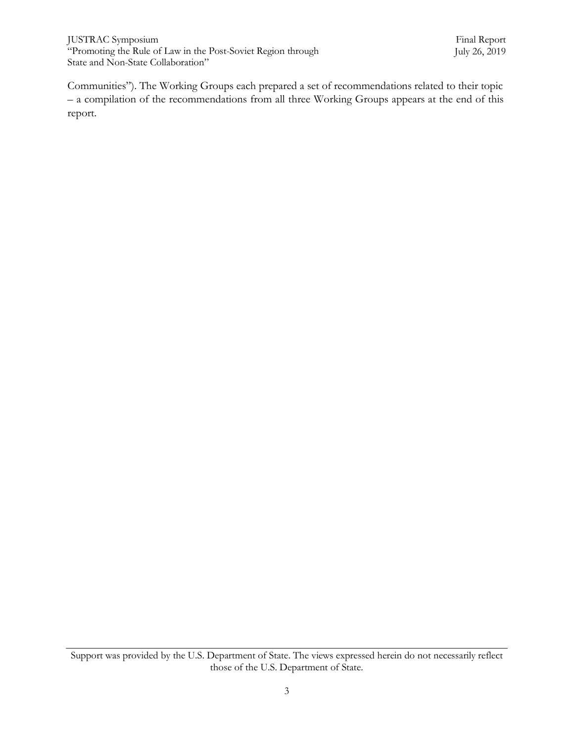Communities"). The Working Groups each prepared a set of recommendations related to their topic – a compilation of the recommendations from all three Working Groups appears at the end of this report.

Support was provided by the U.S. Department of State. The views expressed herein do not necessarily reflect those of the U.S. Department of State.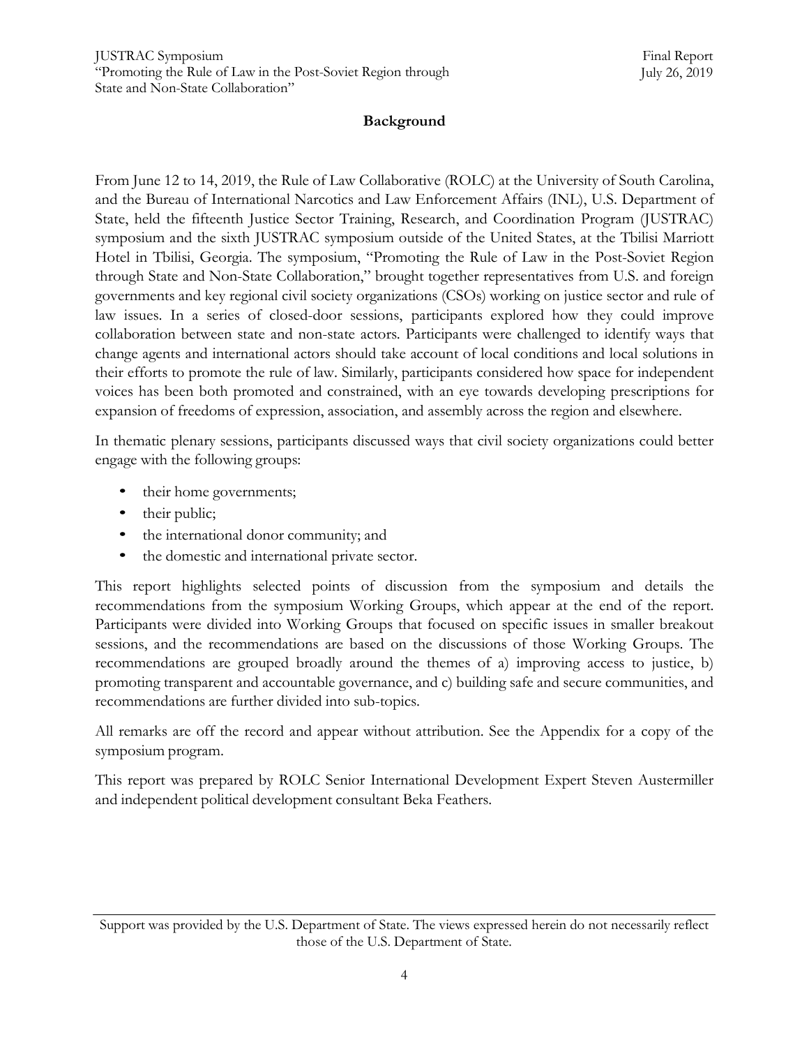## Background

From June 12 to 14, 2019, the Rule of Law Collaborative (ROLC) at the University of South Carolina, and the Bureau of International Narcotics and Law Enforcement Affairs (INL), U.S. Department of State, held the fifteenth Justice Sector Training, Research, and Coordination Program (JUSTRAC) symposium and the sixth JUSTRAC symposium outside of the United States, at the Tbilisi Marriott Hotel in Tbilisi, Georgia. The symposium, "Promoting the Rule of Law in the Post-Soviet Region through State and Non-State Collaboration," brought together representatives from U.S. and foreign governments and key regional civil society organizations (CSOs) working on justice sector and rule of law issues. In a series of closed-door sessions, participants explored how they could improve collaboration between state and non-state actors. Participants were challenged to identify ways that change agents and international actors should take account of local conditions and local solutions in their efforts to promote the rule of law. Similarly, participants considered how space for independent voices has been both promoted and constrained, with an eye towards developing prescriptions for expansion of freedoms of expression, association, and assembly across the region and elsewhere.

In thematic plenary sessions, participants discussed ways that civil society organizations could better engage with the following groups:

- their home governments;
- their public;
- the international donor community; and
- the domestic and international private sector.

This report highlights selected points of discussion from the symposium and details the recommendations from the symposium Working Groups, which appear at the end of the report. Participants were divided into Working Groups that focused on specific issues in smaller breakout sessions, and the recommendations are based on the discussions of those Working Groups. The recommendations are grouped broadly around the themes of a) improving access to justice, b) promoting transparent and accountable governance, and c) building safe and secure communities, and recommendations are further divided into sub-topics.

All remarks are off the record and appear without attribution. See the Appendix for a copy of the symposium program.

This report was prepared by ROLC Senior International Development Expert Steven Austermiller and independent political development consultant Beka Feathers.

Support was provided by the U.S. Department of State. The views expressed herein do not necessarily reflect those of the U.S. Department of State.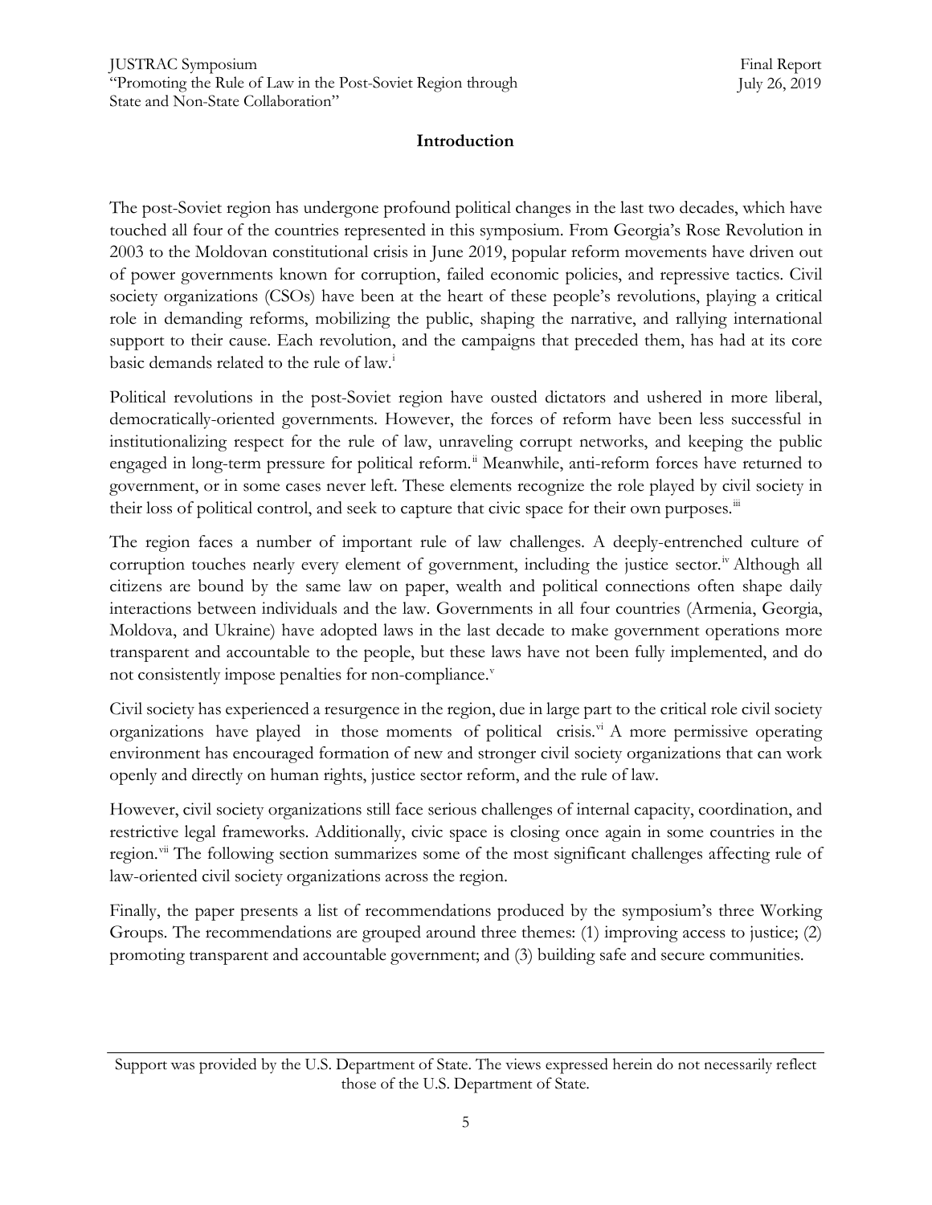## Introduction

The post-Soviet region has undergone profound political changes in the last two decades, which have touched all four of the countries represented in this symposium. From Georgia's Rose Revolution in 2003 to the Moldovan constitutional crisis in June 2019, popular reform movements have driven out of power governments known for corruption, failed economic policies, and repressive tactics. Civil society organizations (CSOs) have been at the heart of these people's revolutions, playing a critical role in demanding reforms, mobilizing the public, shaping the narrative, and rallying international support to their cause. Each revolution, and the campaigns that preceded them, has had at its core basic demands related to the rule of law.[i]

Political revolutions in the post-Soviet region have ousted dictators and ushered in more liberal, democratically-oriented governments. However, the forces of reform have been less successful in institutionalizing respect for the rule of law, unraveling corrupt networks, and keeping the public engaged in long-term pressure for political reform.[ii] Meanwhile, anti-reform forces have returned to government, or in some cases never left. These elements recognize the role played by civil society in their loss of political control, and seek to capture that civic space for their own purposes.[iii]

The region faces a number of important rule of law challenges. A deeply-entrenched culture of corruption touches nearly every element of government, including the justice sector.[iv] Although all citizens are bound by the same law on paper, wealth and political connections often shape daily interactions between individuals and the law. Governments in all four countries (Armenia, Georgia, Moldova, and Ukraine) have adopted laws in the last decade to make government operations more transparent and accountable to the people, but these laws have not been fully implemented, and do not consistently impose penalties for non-compliance.[v]

Civil society has experienced a resurgence in the region, due in large part to the critical role civil society organizations have played in those moments of political crisis.[vi] A more permissive operating environment has encouraged formation of new and stronger civil society organizations that can work openly and directly on human rights, justice sector reform, and the rule of law.

However, civil society organizations still face serious challenges of internal capacity, coordination, and restrictive legal frameworks. Additionally, civic space is closing once again in some countries in the region.[vii] The following section summarizes some of the most significant challenges affecting rule of law-oriented civil society organizations across the region.

Finally, the paper presents a list of recommendations produced by the symposium's three Working Groups. The recommendations are grouped around three themes: (1) improving access to justice; (2) promoting transparent and accountable government; and (3) building safe and secure communities.

Support was provided by the U.S. Department of State. The views expressed herein do not necessarily reflect those of the U.S. Department of State.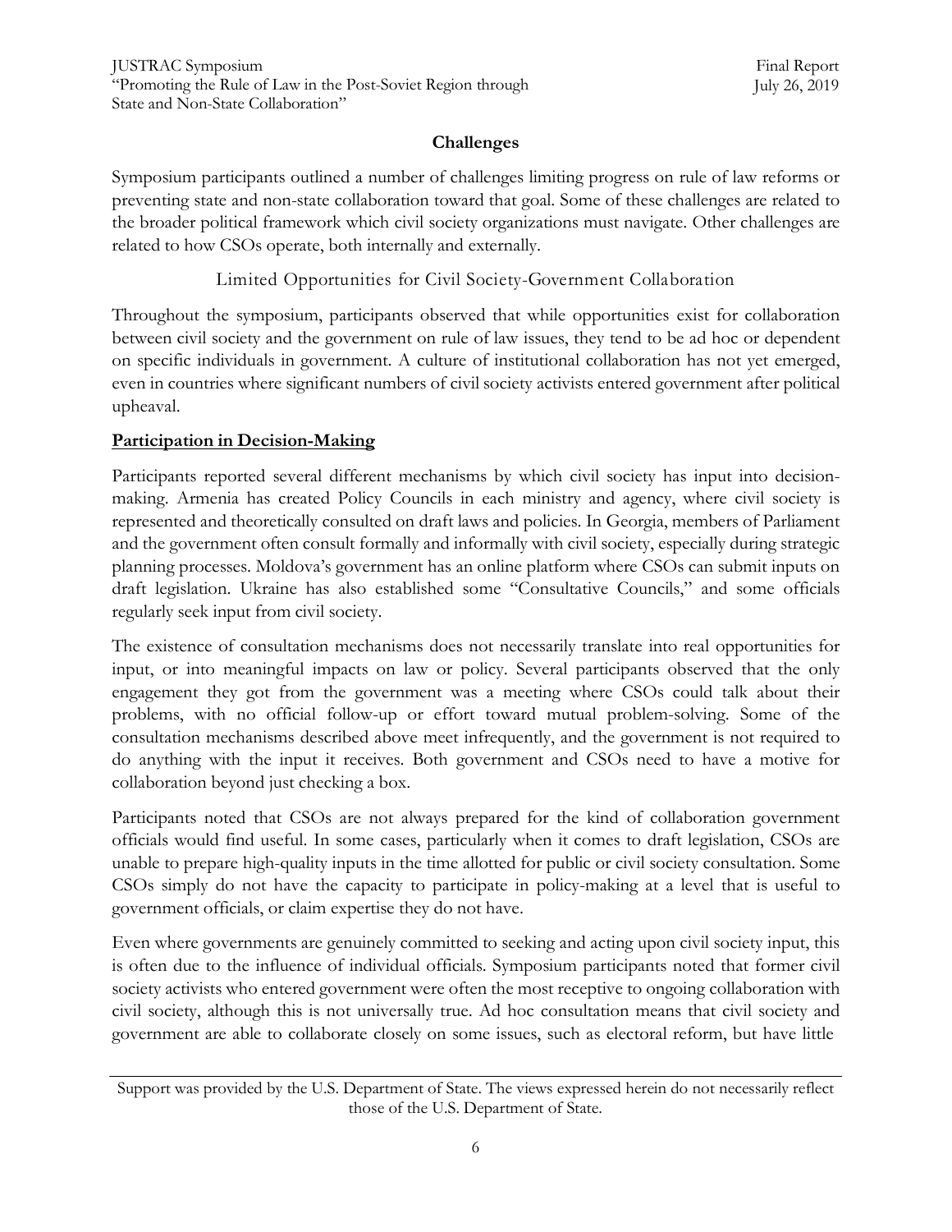## Challenges

Symposium participants outlined a number of challenges limiting progress on rule of law reforms or preventing state and non-state collaboration toward that goal. Some of these challenges are related to the broader political framework which civil society organizations must navigate. Other challenges are related to how CSOs operate, both internally and externally.

### Limited Opportunities for Civil Society-Government Collaboration

Throughout the symposium, participants observed that while opportunities exist for collaboration between civil society and the government on rule of law issues, they tend to be ad hoc or dependent on specific individuals in government. A culture of institutional collaboration has not yet emerged, even in countries where significant numbers of civil society activists entered government after political upheaval.

#### Participation in Decision-Making

Participants reported several different mechanisms by which civil society has input into decision-making. Armenia has created Policy Councils in each ministry and agency, where civil society is represented and theoretically consulted on draft laws and policies. In Georgia, members of Parliament and the government often consult formally and informally with civil society, especially during strategic planning processes. Moldova's government has an online platform where CSOs can submit inputs on draft legislation. Ukraine has also established some "Consultative Councils," and some officials regularly seek input from civil society.

The existence of consultation mechanisms does not necessarily translate into real opportunities for input, or into meaningful impacts on law or policy. Several participants observed that the only engagement they got from the government was a meeting where CSOs could talk about their problems, with no official follow-up or effort toward mutual problem-solving. Some of the consultation mechanisms described above meet infrequently, and the government is not required to do anything with the input it receives. Both government and CSOs need to have a motive for collaboration beyond just checking a box.

Participants noted that CSOs are not always prepared for the kind of collaboration government officials would find useful. In some cases, particularly when it comes to draft legislation, CSOs are unable to prepare high-quality inputs in the time allotted for public or civil society consultation. Some CSOs simply do not have the capacity to participate in policy-making at a level that is useful to government officials, or claim expertise they do not have.

Even where governments are genuinely committed to seeking and acting upon civil society input, this is often due to the influence of individual officials. Symposium participants noted that former civil society activists who entered government were often the most receptive to ongoing collaboration with civil society, although this is not universally true. Ad hoc consultation means that civil society and government are able to collaborate closely on some issues, such as electoral reform, but have little

Support was provided by the U.S. Department of State. The views expressed herein do not necessarily reflect those of the U.S. Department of State.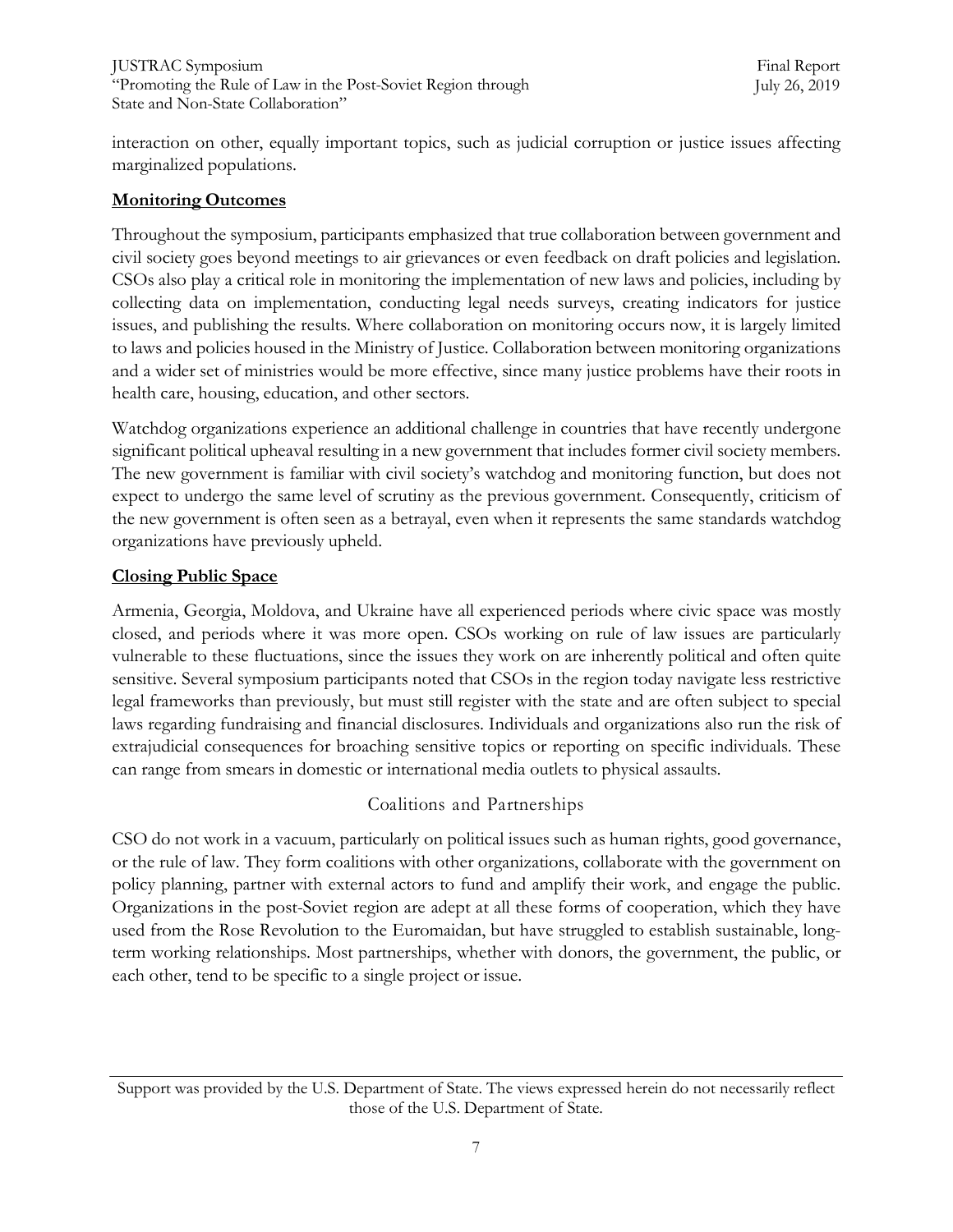interaction on other, equally important topics, such as judicial corruption or justice issues affecting marginalized populations.

**Monitoring Outcomes**

Throughout the symposium, participants emphasized that true collaboration between government and civil society goes beyond meetings to air grievances or even feedback on draft policies and legislation. CSOs also play a critical role in monitoring the implementation of new laws and policies, including by collecting data on implementation, conducting legal needs surveys, creating indicators for justice issues, and publishing the results. Where collaboration on monitoring occurs now, it is largely limited to laws and policies housed in the Ministry of Justice. Collaboration between monitoring organizations and a wider set of ministries would be more effective, since many justice problems have their roots in health care, housing, education, and other sectors.

Watchdog organizations experience an additional challenge in countries that have recently undergone significant political upheaval resulting in a new government that includes former civil society members. The new government is familiar with civil society's watchdog and monitoring function, but does not expect to undergo the same level of scrutiny as the previous government. Consequently, criticism of the new government is often seen as a betrayal, even when it represents the same standards watchdog organizations have previously upheld.

**Closing Public Space**

Armenia, Georgia, Moldova, and Ukraine have all experienced periods where civic space was mostly closed, and periods where it was more open. CSOs working on rule of law issues are particularly vulnerable to these fluctuations, since the issues they work on are inherently political and often quite sensitive. Several symposium participants noted that CSOs in the region today navigate less restrictive legal frameworks than previously, but must still register with the state and are often subject to special laws regarding fundraising and financial disclosures. Individuals and organizations also run the risk of extrajudicial consequences for broaching sensitive topics or reporting on specific individuals. These can range from smears in domestic or international media outlets to physical assaults.

## Coalitions and Partnerships

CSO do not work in a vacuum, particularly on political issues such as human rights, good governance, or the rule of law. They form coalitions with other organizations, collaborate with the government on policy planning, partner with external actors to fund and amplify their work, and engage the public. Organizations in the post-Soviet region are adept at all these forms of cooperation, which they have used from the Rose Revolution to the Euromaidan, but have struggled to establish sustainable, long-term working relationships. Most partnerships, whether with donors, the government, the public, or each other, tend to be specific to a single project or issue.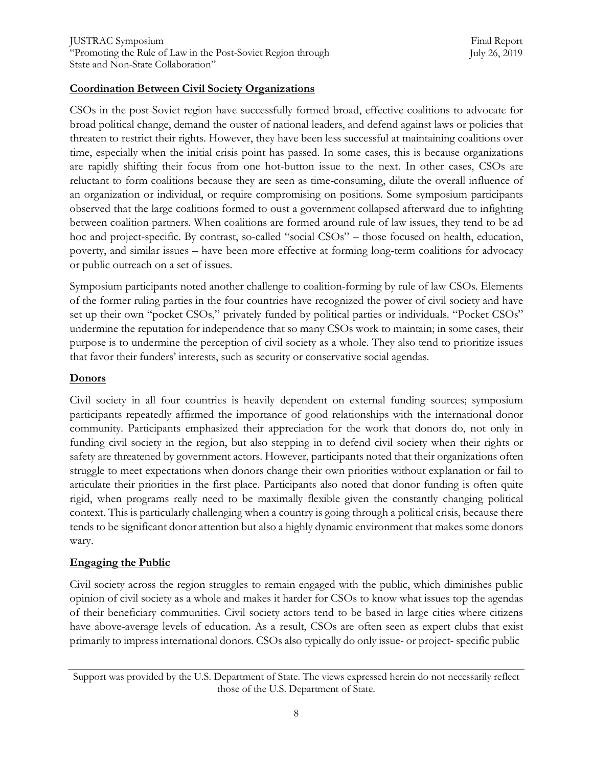## Coordination Between Civil Society Organizations

CSOs in the post-Soviet region have successfully formed broad, effective coalitions to advocate for broad political change, demand the ouster of national leaders, and defend against laws or policies that threaten to restrict their rights. However, they have been less successful at maintaining coalitions over time, especially when the initial crisis point has passed. In some cases, this is because organizations are rapidly shifting their focus from one hot-button issue to the next. In other cases, CSOs are reluctant to form coalitions because they are seen as time-consuming, dilute the overall influence of an organization or individual, or require compromising on positions. Some symposium participants observed that the large coalitions formed to oust a government collapsed afterward due to infighting between coalition partners. When coalitions are formed around rule of law issues, they tend to be ad hoc and project-specific. By contrast, so-called "social CSOs" – those focused on health, education, poverty, and similar issues – have been more effective at forming long-term coalitions for advocacy or public outreach on a set of issues.

Symposium participants noted another challenge to coalition-forming by rule of law CSOs. Elements of the former ruling parties in the four countries have recognized the power of civil society and have set up their own "pocket CSOs," privately funded by political parties or individuals. "Pocket CSOs" undermine the reputation for independence that so many CSOs work to maintain; in some cases, their purpose is to undermine the perception of civil society as a whole. They also tend to prioritize issues that favor their funders' interests, such as security or conservative social agendas.

## Donors

Civil society in all four countries is heavily dependent on external funding sources; symposium participants repeatedly affirmed the importance of good relationships with the international donor community. Participants emphasized their appreciation for the work that donors do, not only in funding civil society in the region, but also stepping in to defend civil society when their rights or safety are threatened by government actors. However, participants noted that their organizations often struggle to meet expectations when donors change their own priorities without explanation or fail to articulate their priorities in the first place. Participants also noted that donor funding is often quite rigid, when programs really need to be maximally flexible given the constantly changing political context. This is particularly challenging when a country is going through a political crisis, because there tends to be significant donor attention but also a highly dynamic environment that makes some donors wary.

## Engaging the Public

Civil society across the region struggles to remain engaged with the public, which diminishes public opinion of civil society as a whole and makes it harder for CSOs to know what issues top the agendas of their beneficiary communities. Civil society actors tend to be based in large cities where citizens have above-average levels of education. As a result, CSOs are often seen as expert clubs that exist primarily to impress international donors. CSOs also typically do only issue- or project- specific public

Support was provided by the U.S. Department of State. The views expressed herein do not necessarily reflect those of the U.S. Department of State.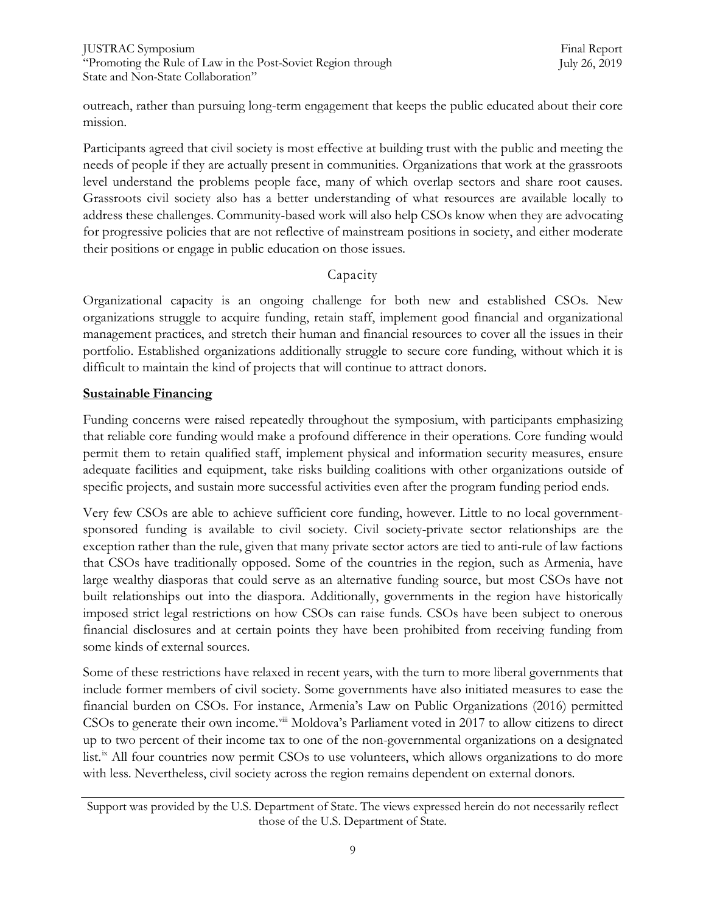outreach, rather than pursuing long-term engagement that keeps the public educated about their core mission.

Participants agreed that civil society is most effective at building trust with the public and meeting the needs of people if they are actually present in communities. Organizations that work at the grassroots level understand the problems people face, many of which overlap sectors and share root causes. Grassroots civil society also has a better understanding of what resources are available locally to address these challenges. Community-based work will also help CSOs know when they are advocating for progressive policies that are not reflective of mainstream positions in society, and either moderate their positions or engage in public education on those issues.

## Capacity

Organizational capacity is an ongoing challenge for both new and established CSOs. New organizations struggle to acquire funding, retain staff, implement good financial and organizational management practices, and stretch their human and financial resources to cover all the issues in their portfolio. Established organizations additionally struggle to secure core funding, without which it is difficult to maintain the kind of projects that will continue to attract donors.

### Sustainable Financing

Funding concerns were raised repeatedly throughout the symposium, with participants emphasizing that reliable core funding would make a profound difference in their operations. Core funding would permit them to retain qualified staff, implement physical and information security measures, ensure adequate facilities and equipment, take risks building coalitions with other organizations outside of specific projects, and sustain more successful activities even after the program funding period ends.

Very few CSOs are able to achieve sufficient core funding, however. Little to no local government-sponsored funding is available to civil society. Civil society-private sector relationships are the exception rather than the rule, given that many private sector actors are tied to anti-rule of law factions that CSOs have traditionally opposed. Some of the countries in the region, such as Armenia, have large wealthy diasporas that could serve as an alternative funding source, but most CSOs have not built relationships out into the diaspora. Additionally, governments in the region have historically imposed strict legal restrictions on how CSOs can raise funds. CSOs have been subject to onerous financial disclosures and at certain points they have been prohibited from receiving funding from some kinds of external sources.

Some of these restrictions have relaxed in recent years, with the turn to more liberal governments that include former members of civil society. Some governments have also initiated measures to ease the financial burden on CSOs. For instance, Armenia's Law on Public Organizations (2016) permitted CSOs to generate their own income.[viii] Moldova's Parliament voted in 2017 to allow citizens to direct up to two percent of their income tax to one of the non-governmental organizations on a designated list.[ix] All four countries now permit CSOs to use volunteers, which allows organizations to do more with less. Nevertheless, civil society across the region remains dependent on external donors.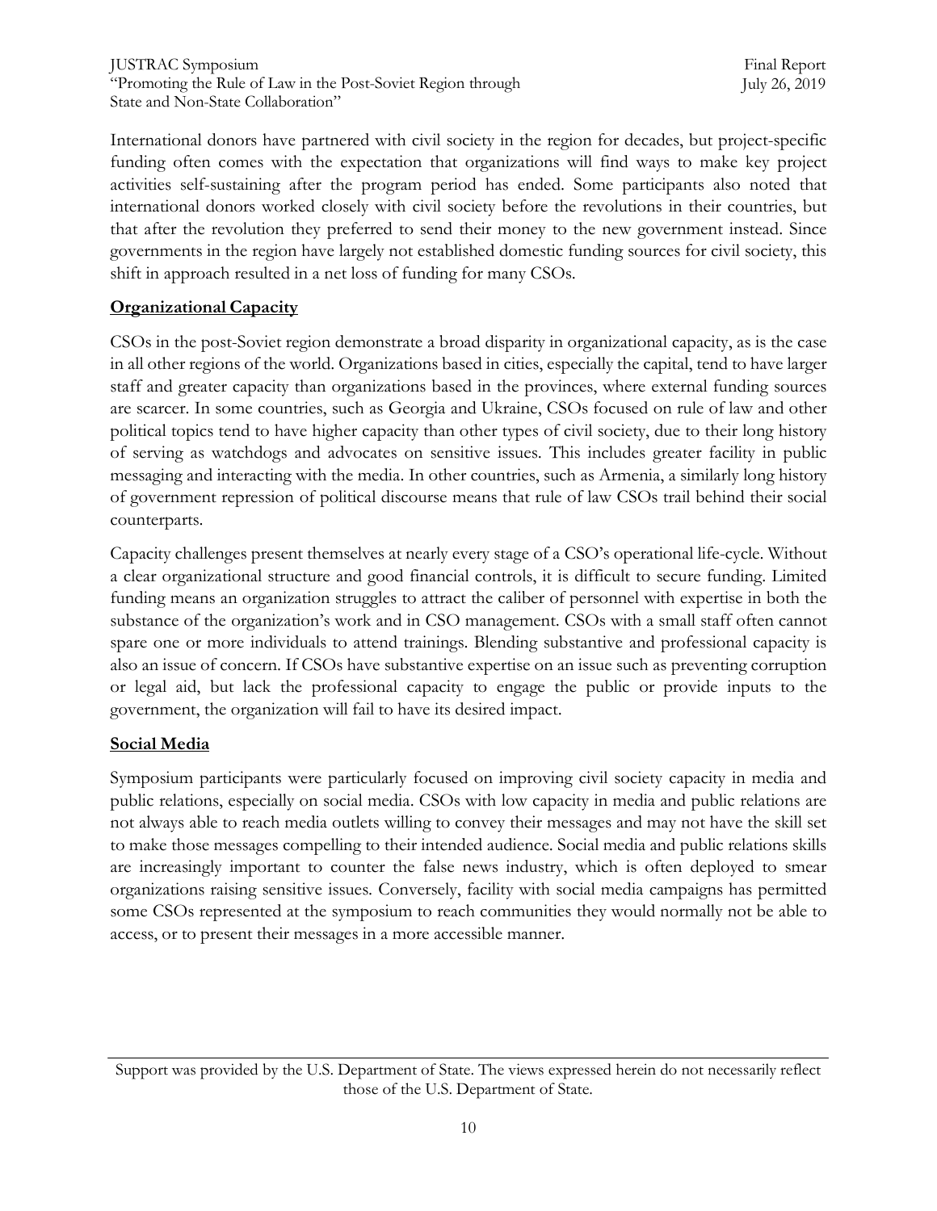International donors have partnered with civil society in the region for decades, but project-specific funding often comes with the expectation that organizations will find ways to make key project activities self-sustaining after the program period has ended. Some participants also noted that international donors worked closely with civil society before the revolutions in their countries, but that after the revolution they preferred to send their money to the new government instead. Since governments in the region have largely not established domestic funding sources for civil society, this shift in approach resulted in a net loss of funding for many CSOs.

**Organizational Capacity**

CSOs in the post-Soviet region demonstrate a broad disparity in organizational capacity, as is the case in all other regions of the world. Organizations based in cities, especially the capital, tend to have larger staff and greater capacity than organizations based in the provinces, where external funding sources are scarcer. In some countries, such as Georgia and Ukraine, CSOs focused on rule of law and other political topics tend to have higher capacity than other types of civil society, due to their long history of serving as watchdogs and advocates on sensitive issues. This includes greater facility in public messaging and interacting with the media. In other countries, such as Armenia, a similarly long history of government repression of political discourse means that rule of law CSOs trail behind their social counterparts.

Capacity challenges present themselves at nearly every stage of a CSO's operational life-cycle. Without a clear organizational structure and good financial controls, it is difficult to secure funding. Limited funding means an organization struggles to attract the caliber of personnel with expertise in both the substance of the organization's work and in CSO management. CSOs with a small staff often cannot spare one or more individuals to attend trainings. Blending substantive and professional capacity is also an issue of concern. If CSOs have substantive expertise on an issue such as preventing corruption or legal aid, but lack the professional capacity to engage the public or provide inputs to the government, the organization will fail to have its desired impact.

**Social Media**

Symposium participants were particularly focused on improving civil society capacity in media and public relations, especially on social media. CSOs with low capacity in media and public relations are not always able to reach media outlets willing to convey their messages and may not have the skill set to make those messages compelling to their intended audience. Social media and public relations skills are increasingly important to counter the false news industry, which is often deployed to smear organizations raising sensitive issues. Conversely, facility with social media campaigns has permitted some CSOs represented at the symposium to reach communities they would normally not be able to access, or to present their messages in a more accessible manner.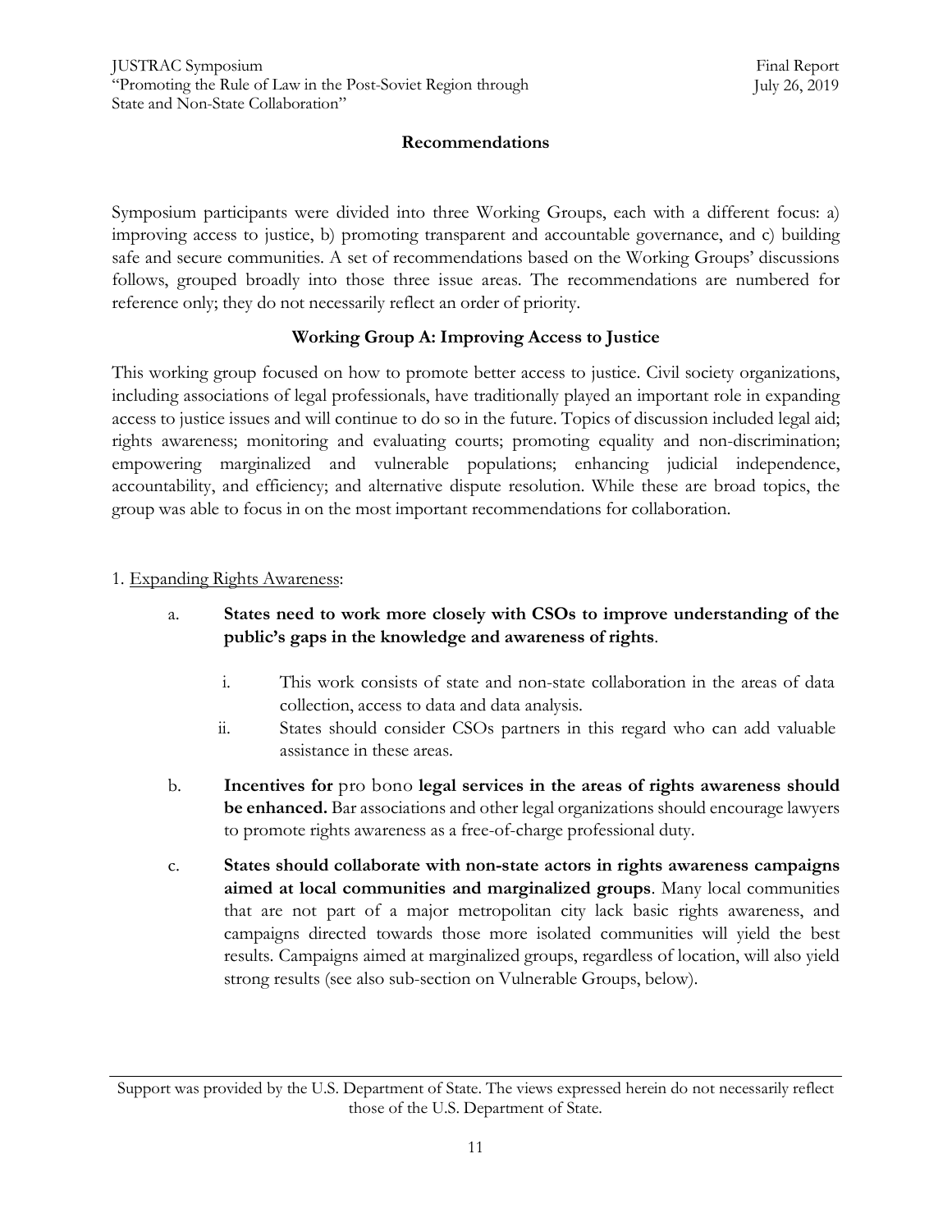## Recommendations

Symposium participants were divided into three Working Groups, each with a different focus: a) improving access to justice, b) promoting transparent and accountable governance, and c) building safe and secure communities. A set of recommendations based on the Working Groups' discussions follows, grouped broadly into those three issue areas. The recommendations are numbered for reference only; they do not necessarily reflect an order of priority.

### Working Group A: Improving Access to Justice

This working group focused on how to promote better access to justice. Civil society organizations, including associations of legal professionals, have traditionally played an important role in expanding access to justice issues and will continue to do so in the future. Topics of discussion included legal aid; rights awareness; monitoring and evaluating courts; promoting equality and non-discrimination; empowering marginalized and vulnerable populations; enhancing judicial independence, accountability, and efficiency; and alternative dispute resolution. While these are broad topics, the group was able to focus in on the most important recommendations for collaboration.

1. Expanding Rights Awareness:

   a. **States need to work more closely with CSOs to improve understanding of the public's gaps in the knowledge and awareness of rights**.

      i. This work consists of state and non-state collaboration in the areas of data collection, access to data and data analysis.

      ii. States should consider CSOs partners in this regard who can add valuable assistance in these areas.

   b. **Incentives for** *pro bono* **legal services in the areas of rights awareness should be enhanced.** Bar associations and other legal organizations should encourage lawyers to promote rights awareness as a free-of-charge professional duty.

   c. **States should collaborate with non-state actors in rights awareness campaigns aimed at local communities and marginalized groups**. Many local communities that are not part of a major metropolitan city lack basic rights awareness, and campaigns directed towards those more isolated communities will yield the best results. Campaigns aimed at marginalized groups, regardless of location, will also yield strong results (see also sub-section on Vulnerable Groups, below).

Support was provided by the U.S. Department of State. The views expressed herein do not necessarily reflect those of the U.S. Department of State.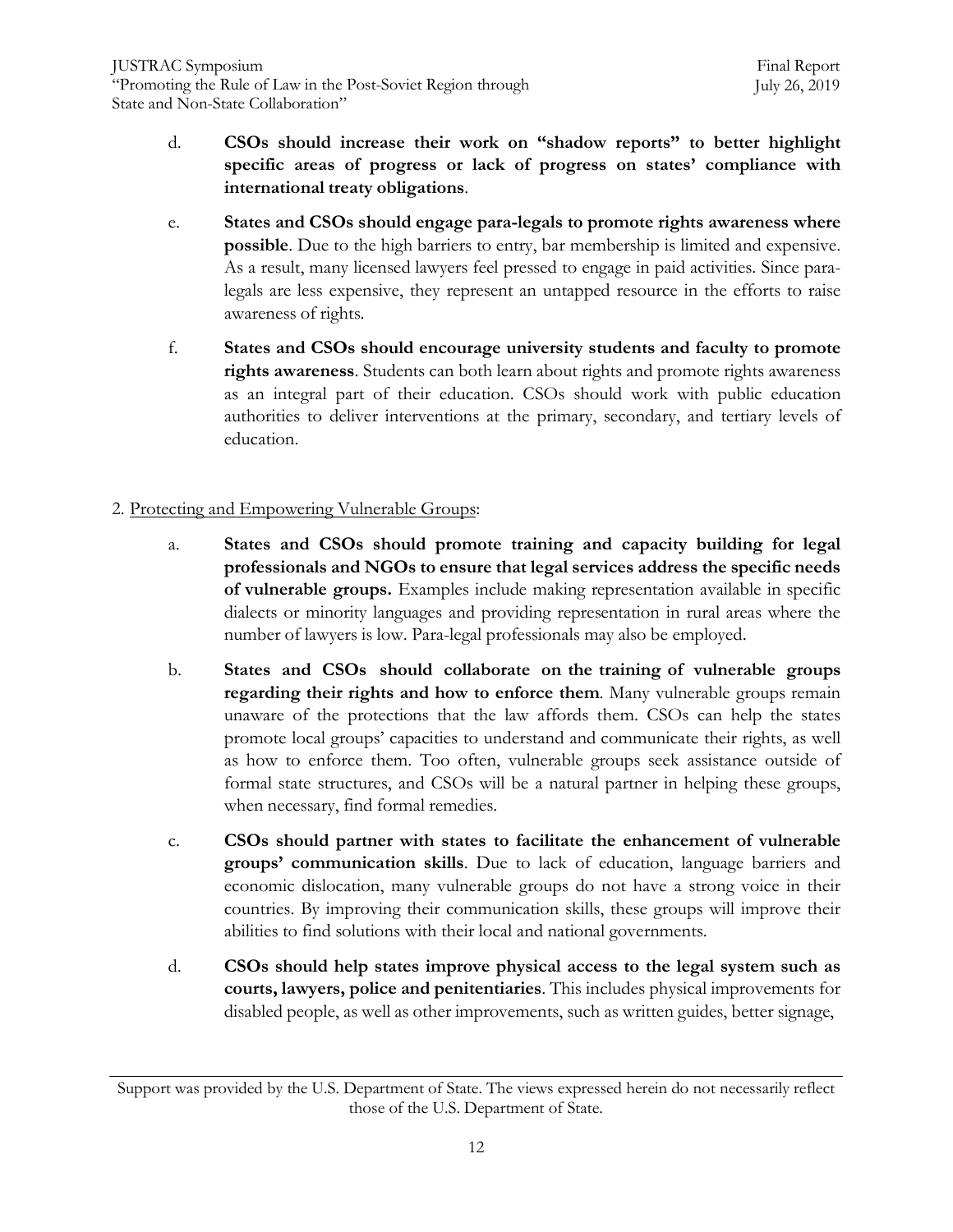d. **CSOs should increase their work on "shadow reports" to better highlight specific areas of progress or lack of progress on states' compliance with international treaty obligations**.

e. **States and CSOs should engage para-legals to promote rights awareness where possible**. Due to the high barriers to entry, bar membership is limited and expensive. As a result, many licensed lawyers feel pressed to engage in paid activities. Since para-legals are less expensive, they represent an untapped resource in the efforts to raise awareness of rights.

f. **States and CSOs should encourage university students and faculty to promote rights awareness**. Students can both learn about rights and promote rights awareness as an integral part of their education. CSOs should work with public education authorities to deliver interventions at the primary, secondary, and tertiary levels of education.

2. Protecting and Empowering Vulnerable Groups:

a. **States and CSOs should promote training and capacity building for legal professionals and NGOs to ensure that legal services address the specific needs of vulnerable groups.** Examples include making representation available in specific dialects or minority languages and providing representation in rural areas where the number of lawyers is low. Para-legal professionals may also be employed.

b. **States and CSOs should collaborate on the training of vulnerable groups regarding their rights and how to enforce them**. Many vulnerable groups remain unaware of the protections that the law affords them. CSOs can help the states promote local groups' capacities to understand and communicate their rights, as well as how to enforce them. Too often, vulnerable groups seek assistance outside of formal state structures, and CSOs will be a natural partner in helping these groups, when necessary, find formal remedies.

c. **CSOs should partner with states to facilitate the enhancement of vulnerable groups' communication skills**. Due to lack of education, language barriers and economic dislocation, many vulnerable groups do not have a strong voice in their countries. By improving their communication skills, these groups will improve their abilities to find solutions with their local and national governments.

d. **CSOs should help states improve physical access to the legal system such as courts, lawyers, police and penitentiaries**. This includes physical improvements for disabled people, as well as other improvements, such as written guides, better signage,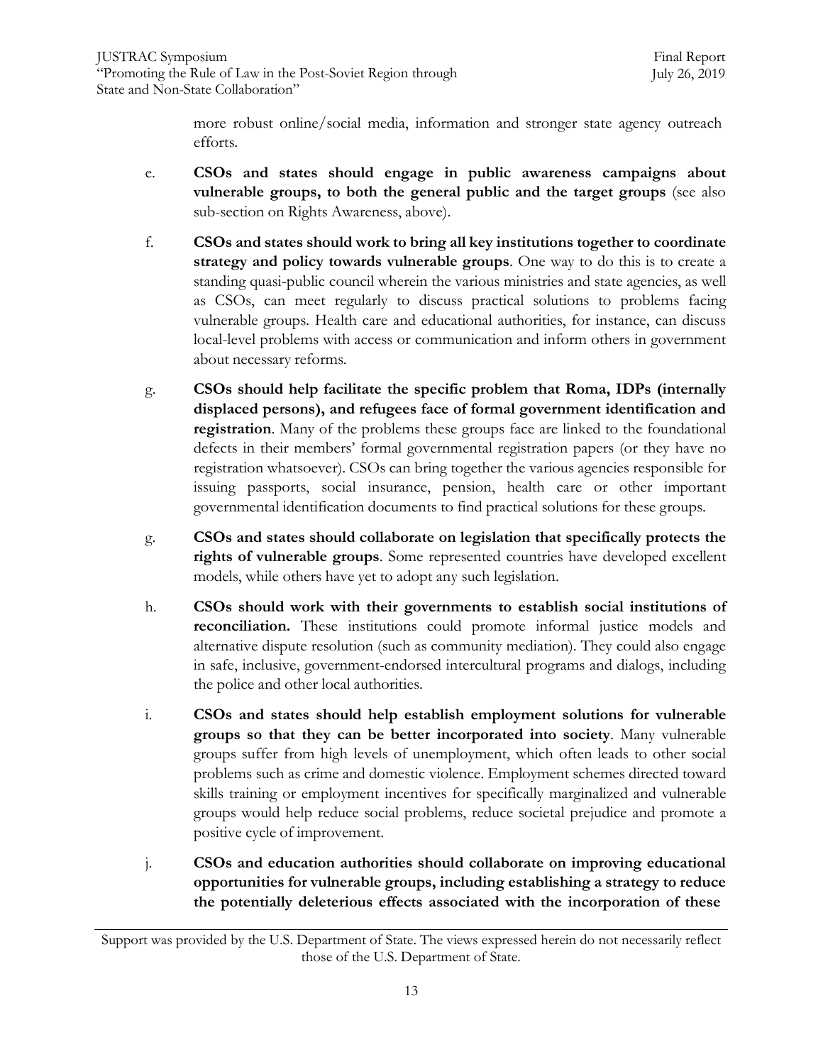more robust online/social media, information and stronger state agency outreach efforts.

e. **CSOs and states should engage in public awareness campaigns about vulnerable groups, to both the general public and the target groups** (see also sub-section on Rights Awareness, above).

f. **CSOs and states should work to bring all key institutions together to coordinate strategy and policy towards vulnerable groups**. One way to do this is to create a standing quasi-public council wherein the various ministries and state agencies, as well as CSOs, can meet regularly to discuss practical solutions to problems facing vulnerable groups. Health care and educational authorities, for instance, can discuss local-level problems with access or communication and inform others in government about necessary reforms.

g. **CSOs should help facilitate the specific problem that Roma, IDPs (internally displaced persons), and refugees face of formal government identification and registration**. Many of the problems these groups face are linked to the foundational defects in their members' formal governmental registration papers (or they have no registration whatsoever). CSOs can bring together the various agencies responsible for issuing passports, social insurance, pension, health care or other important governmental identification documents to find practical solutions for these groups.

g. **CSOs and states should collaborate on legislation that specifically protects the rights of vulnerable groups**. Some represented countries have developed excellent models, while others have yet to adopt any such legislation.

h. **CSOs should work with their governments to establish social institutions of reconciliation.** These institutions could promote informal justice models and alternative dispute resolution (such as community mediation). They could also engage in safe, inclusive, government-endorsed intercultural programs and dialogs, including the police and other local authorities.

i. **CSOs and states should help establish employment solutions for vulnerable groups so that they can be better incorporated into society**. Many vulnerable groups suffer from high levels of unemployment, which often leads to other social problems such as crime and domestic violence. Employment schemes directed toward skills training or employment incentives for specifically marginalized and vulnerable groups would help reduce social problems, reduce societal prejudice and promote a positive cycle of improvement.

j. **CSOs and education authorities should collaborate on improving educational opportunities for vulnerable groups, including establishing a strategy to reduce the potentially deleterious effects associated with the incorporation of these**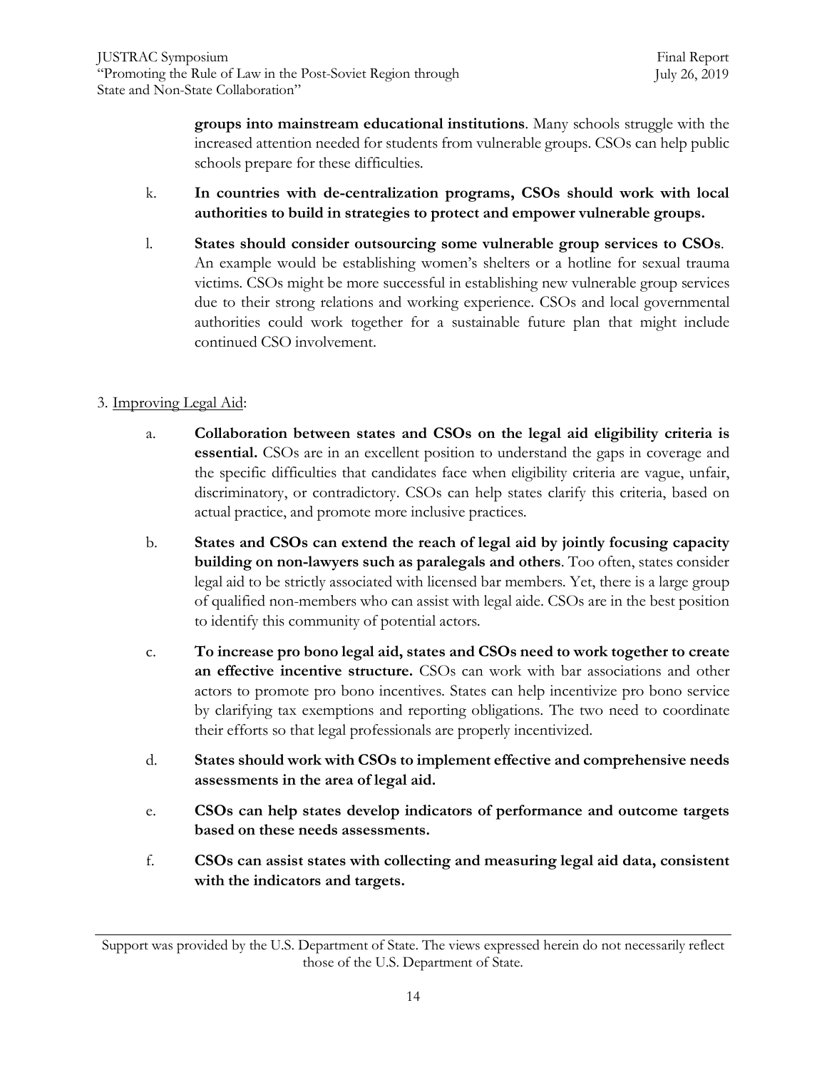**groups into mainstream educational institutions**. Many schools struggle with the increased attention needed for students from vulnerable groups. CSOs can help public schools prepare for these difficulties.

k. **In countries with de-centralization programs, CSOs should work with local authorities to build in strategies to protect and empower vulnerable groups.**

l. **States should consider outsourcing some vulnerable group services to CSOs**. An example would be establishing women's shelters or a hotline for sexual trauma victims. CSOs might be more successful in establishing new vulnerable group services due to their strong relations and working experience. CSOs and local governmental authorities could work together for a sustainable future plan that might include continued CSO involvement.

3. Improving Legal Aid:

a. **Collaboration between states and CSOs on the legal aid eligibility criteria is essential.** CSOs are in an excellent position to understand the gaps in coverage and the specific difficulties that candidates face when eligibility criteria are vague, unfair, discriminatory, or contradictory. CSOs can help states clarify this criteria, based on actual practice, and promote more inclusive practices.

b. **States and CSOs can extend the reach of legal aid by jointly focusing capacity building on non-lawyers such as paralegals and others**. Too often, states consider legal aid to be strictly associated with licensed bar members. Yet, there is a large group of qualified non-members who can assist with legal aide. CSOs are in the best position to identify this community of potential actors.

c. **To increase pro bono legal aid, states and CSOs need to work together to create an effective incentive structure.** CSOs can work with bar associations and other actors to promote pro bono incentives. States can help incentivize pro bono service by clarifying tax exemptions and reporting obligations. The two need to coordinate their efforts so that legal professionals are properly incentivized.

d. **States should work with CSOs to implement effective and comprehensive needs assessments in the area of legal aid.**

e. **CSOs can help states develop indicators of performance and outcome targets based on these needs assessments.**

f. **CSOs can assist states with collecting and measuring legal aid data, consistent with the indicators and targets.**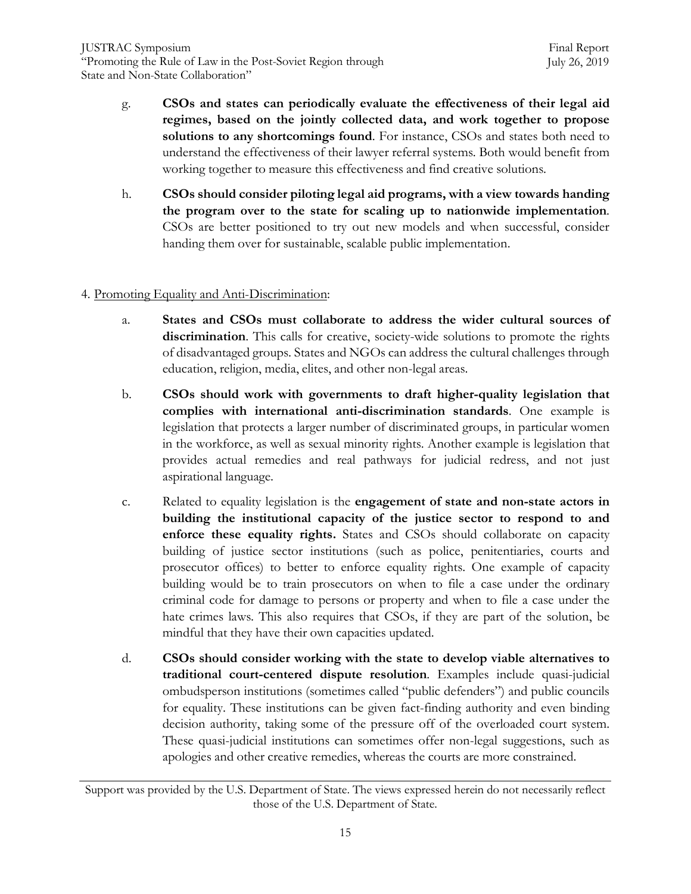g. **CSOs and states can periodically evaluate the effectiveness of their legal aid regimes, based on the jointly collected data, and work together to propose solutions to any shortcomings found**. For instance, CSOs and states both need to understand the effectiveness of their lawyer referral systems. Both would benefit from working together to measure this effectiveness and find creative solutions.

h. **CSOs should consider piloting legal aid programs, with a view towards handing the program over to the state for scaling up to nationwide implementation**. CSOs are better positioned to try out new models and when successful, consider handing them over for sustainable, scalable public implementation.

4. Promoting Equality and Anti-Discrimination:

a. **States and CSOs must collaborate to address the wider cultural sources of discrimination**. This calls for creative, society-wide solutions to promote the rights of disadvantaged groups. States and NGOs can address the cultural challenges through education, religion, media, elites, and other non-legal areas.

b. **CSOs should work with governments to draft higher-quality legislation that complies with international anti-discrimination standards**. One example is legislation that protects a larger number of discriminated groups, in particular women in the workforce, as well as sexual minority rights. Another example is legislation that provides actual remedies and real pathways for judicial redress, and not just aspirational language.

c. Related to equality legislation is the **engagement of state and non-state actors in building the institutional capacity of the justice sector to respond to and enforce these equality rights.** States and CSOs should collaborate on capacity building of justice sector institutions (such as police, penitentiaries, courts and prosecutor offices) to better to enforce equality rights. One example of capacity building would be to train prosecutors on when to file a case under the ordinary criminal code for damage to persons or property and when to file a case under the hate crimes laws. This also requires that CSOs, if they are part of the solution, be mindful that they have their own capacities updated.

d. **CSOs should consider working with the state to develop viable alternatives to traditional court-centered dispute resolution**. Examples include quasi-judicial ombudsperson institutions (sometimes called "public defenders") and public councils for equality. These institutions can be given fact-finding authority and even binding decision authority, taking some of the pressure off of the overloaded court system. These quasi-judicial institutions can sometimes offer non-legal suggestions, such as apologies and other creative remedies, whereas the courts are more constrained.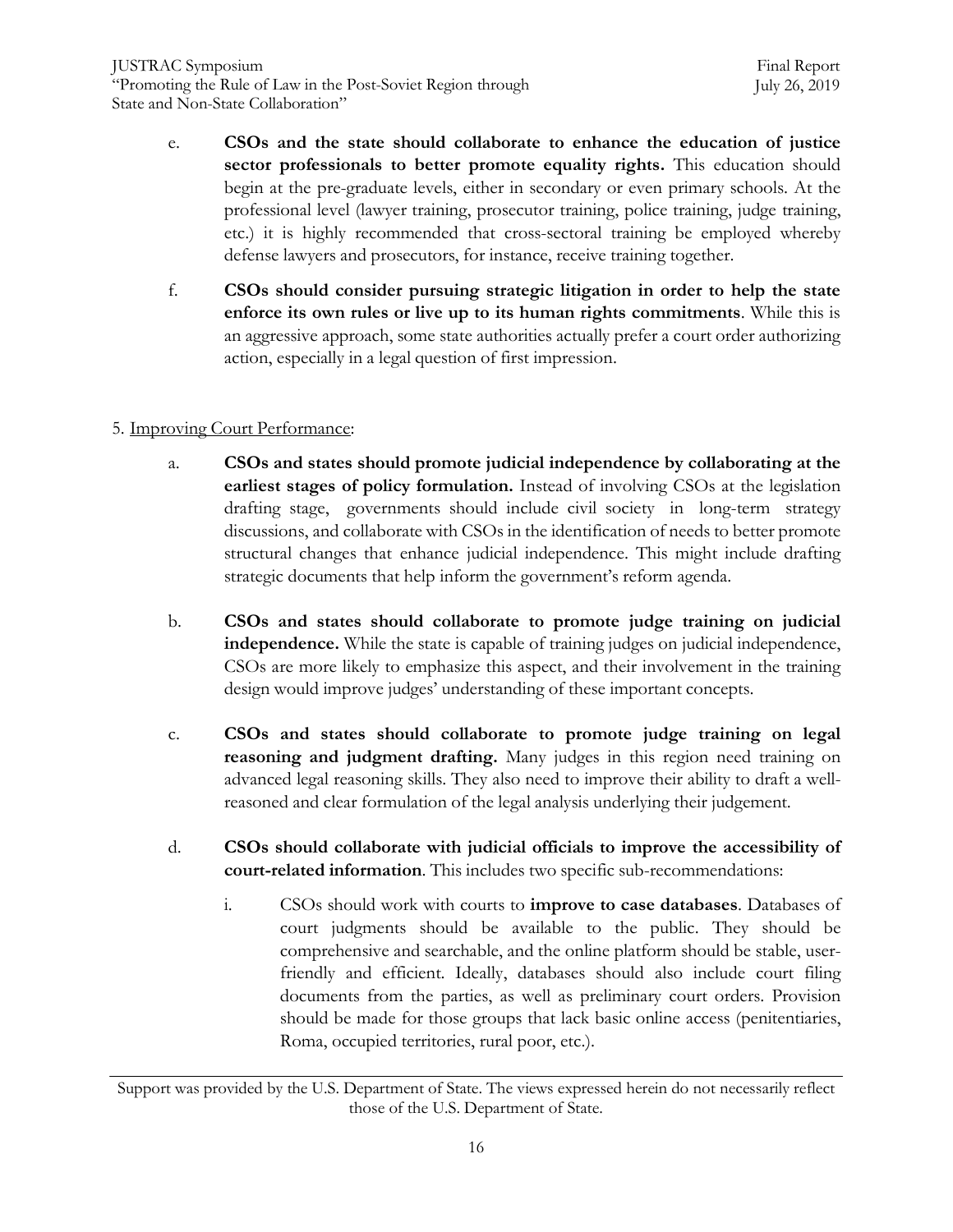e. **CSOs and the state should collaborate to enhance the education of justice sector professionals to better promote equality rights.** This education should begin at the pre-graduate levels, either in secondary or even primary schools. At the professional level (lawyer training, prosecutor training, police training, judge training, etc.) it is highly recommended that cross-sectoral training be employed whereby defense lawyers and prosecutors, for instance, receive training together.

f. **CSOs should consider pursuing strategic litigation in order to help the state enforce its own rules or live up to its human rights commitments**. While this is an aggressive approach, some state authorities actually prefer a court order authorizing action, especially in a legal question of first impression.

5. <u>Improving Court Performance</u>:

a. **CSOs and states should promote judicial independence by collaborating at the earliest stages of policy formulation.** Instead of involving CSOs at the legislation drafting stage, governments should include civil society in long-term strategy discussions, and collaborate with CSOs in the identification of needs to better promote structural changes that enhance judicial independence. This might include drafting strategic documents that help inform the government's reform agenda.

b. **CSOs and states should collaborate to promote judge training on judicial independence.** While the state is capable of training judges on judicial independence, CSOs are more likely to emphasize this aspect, and their involvement in the training design would improve judges' understanding of these important concepts.

c. **CSOs and states should collaborate to promote judge training on legal reasoning and judgment drafting.** Many judges in this region need training on advanced legal reasoning skills. They also need to improve their ability to draft a well-reasoned and clear formulation of the legal analysis underlying their judgement.

d. **CSOs should collaborate with judicial officials to improve the accessibility of court-related information**. This includes two specific sub-recommendations:

   i. CSOs should work with courts to **improve to case databases**. Databases of court judgments should be available to the public. They should be comprehensive and searchable, and the online platform should be stable, user-friendly and efficient. Ideally, databases should also include court filing documents from the parties, as well as preliminary court orders. Provision should be made for those groups that lack basic online access (penitentiaries, Roma, occupied territories, rural poor, etc.).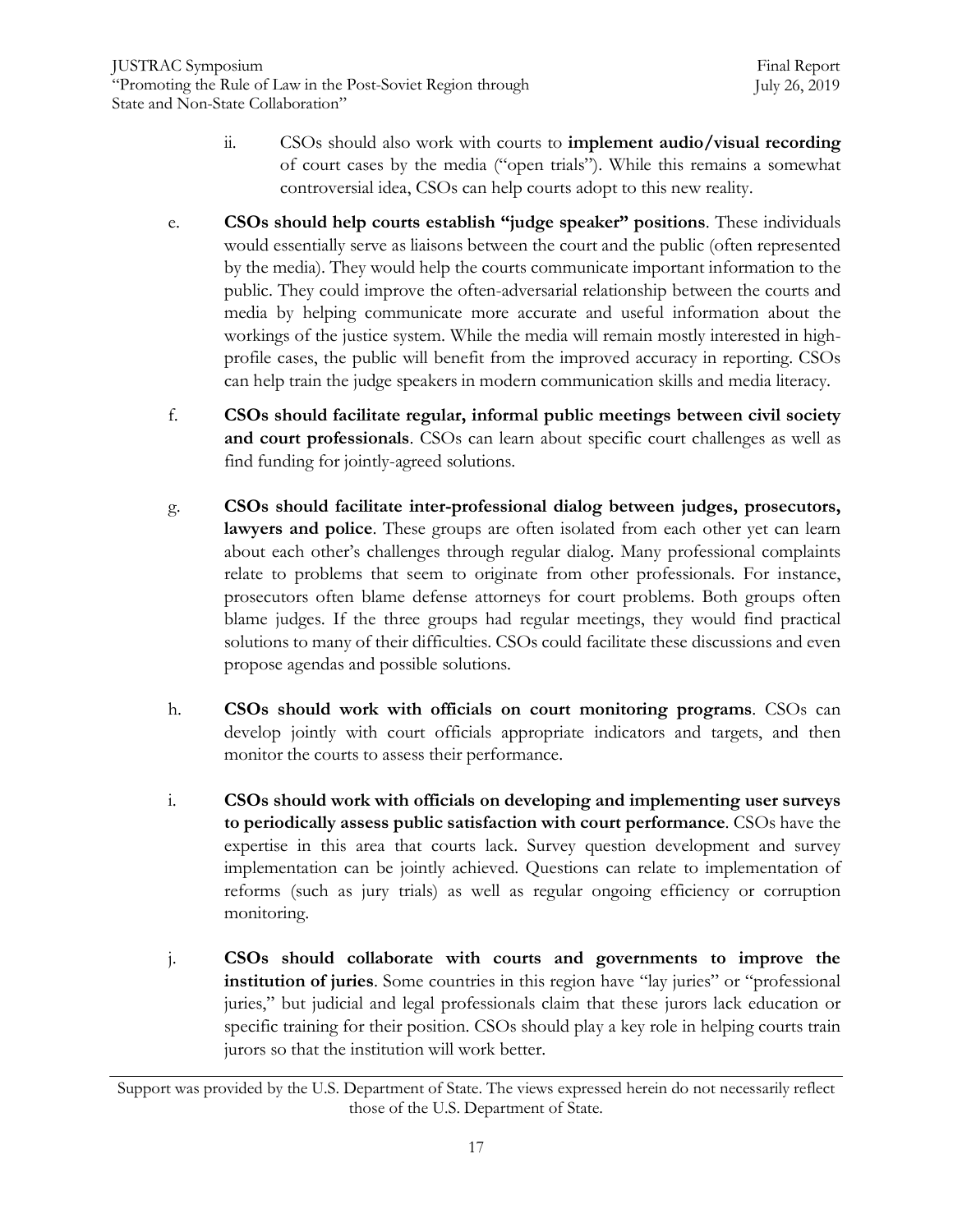ii. CSOs should also work with courts to **implement audio/visual recording** of court cases by the media ("open trials"). While this remains a somewhat controversial idea, CSOs can help courts adopt to this new reality.

e. **CSOs should help courts establish "judge speaker" positions**. These individuals would essentially serve as liaisons between the court and the public (often represented by the media). They would help the courts communicate important information to the public. They could improve the often-adversarial relationship between the courts and media by helping communicate more accurate and useful information about the workings of the justice system. While the media will remain mostly interested in high-profile cases, the public will benefit from the improved accuracy in reporting. CSOs can help train the judge speakers in modern communication skills and media literacy.

f. **CSOs should facilitate regular, informal public meetings between civil society and court professionals**. CSOs can learn about specific court challenges as well as find funding for jointly-agreed solutions.

g. **CSOs should facilitate inter-professional dialog between judges, prosecutors, lawyers and police**. These groups are often isolated from each other yet can learn about each other's challenges through regular dialog. Many professional complaints relate to problems that seem to originate from other professionals. For instance, prosecutors often blame defense attorneys for court problems. Both groups often blame judges. If the three groups had regular meetings, they would find practical solutions to many of their difficulties. CSOs could facilitate these discussions and even propose agendas and possible solutions.

h. **CSOs should work with officials on court monitoring programs**. CSOs can develop jointly with court officials appropriate indicators and targets, and then monitor the courts to assess their performance.

i. **CSOs should work with officials on developing and implementing user surveys to periodically assess public satisfaction with court performance**. CSOs have the expertise in this area that courts lack. Survey question development and survey implementation can be jointly achieved. Questions can relate to implementation of reforms (such as jury trials) as well as regular ongoing efficiency or corruption monitoring.

j. **CSOs should collaborate with courts and governments to improve the institution of juries**. Some countries in this region have "lay juries" or "professional juries," but judicial and legal professionals claim that these jurors lack education or specific training for their position. CSOs should play a key role in helping courts train jurors so that the institution will work better.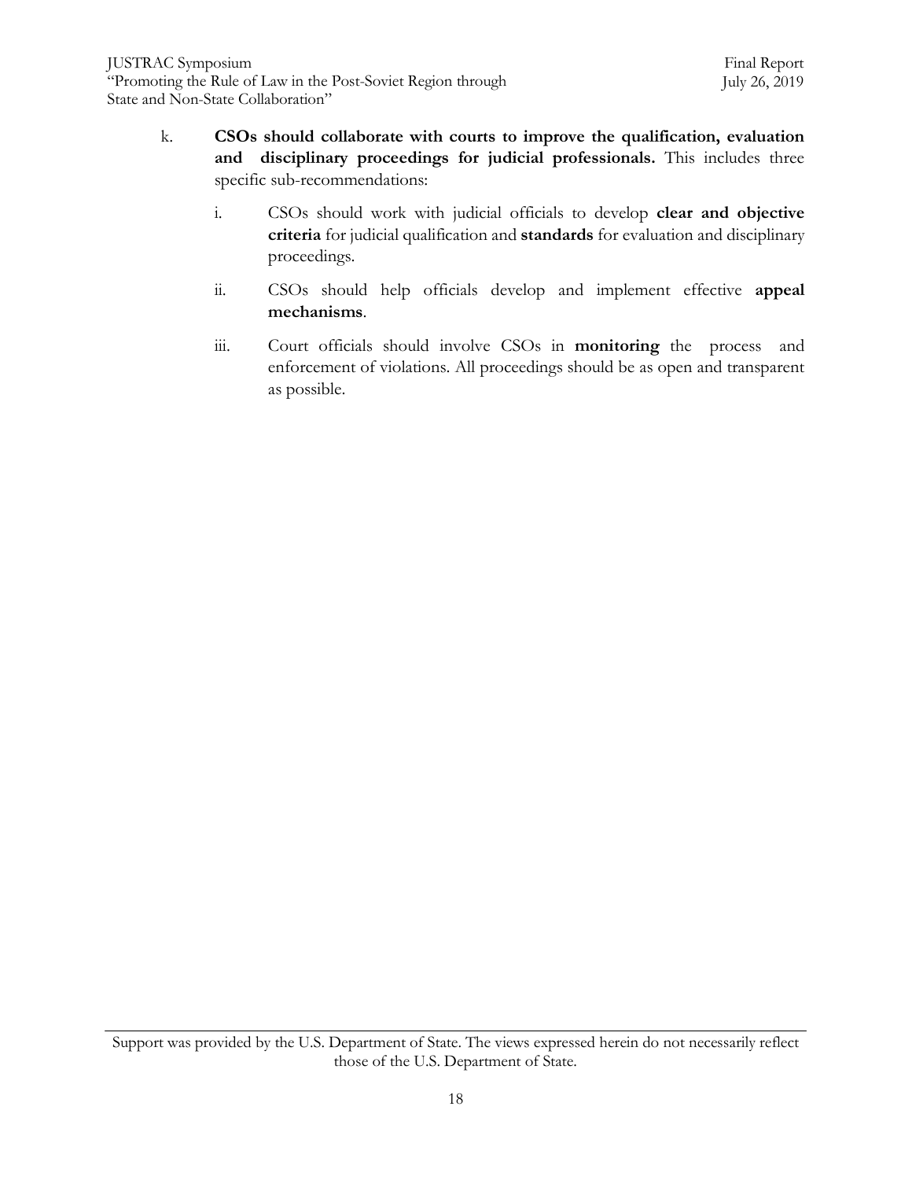k. **CSOs should collaborate with courts to improve the qualification, evaluation and disciplinary proceedings for judicial professionals.** This includes three specific sub-recommendations:

   i. CSOs should work with judicial officials to develop **clear and objective criteria** for judicial qualification and **standards** for evaluation and disciplinary proceedings.

   ii. CSOs should help officials develop and implement effective **appeal mechanisms**.

   iii. Court officials should involve CSOs in **monitoring** the process and enforcement of violations. All proceedings should be as open and transparent as possible.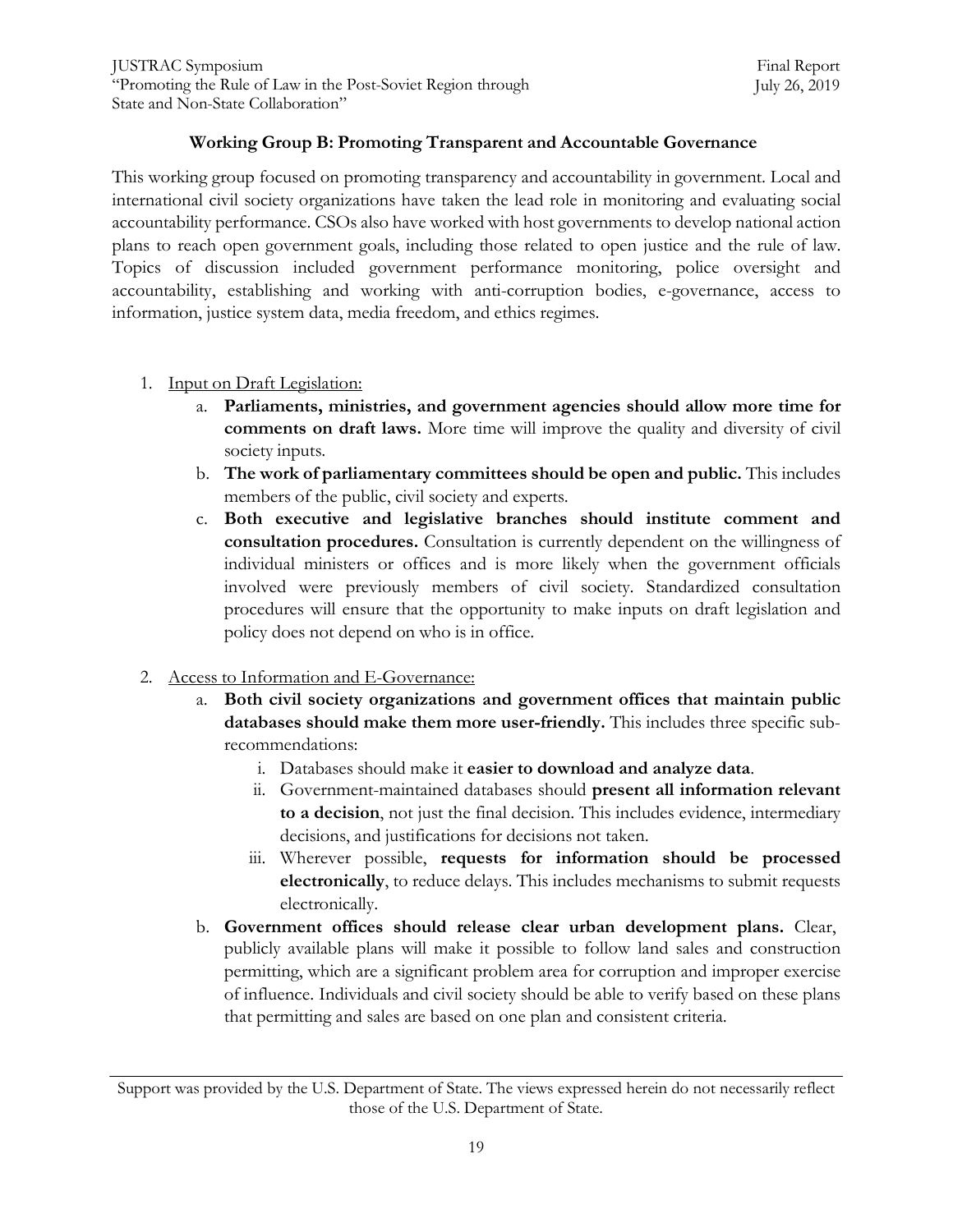### Working Group B: Promoting Transparent and Accountable Governance

This working group focused on promoting transparency and accountability in government. Local and international civil society organizations have taken the lead role in monitoring and evaluating social accountability performance. CSOs also have worked with host governments to develop national action plans to reach open government goals, including those related to open justice and the rule of law. Topics of discussion included government performance monitoring, police oversight and accountability, establishing and working with anti-corruption bodies, e-governance, access to information, justice system data, media freedom, and ethics regimes.

1. Input on Draft Legislation:
   a. **Parliaments, ministries, and government agencies should allow more time for comments on draft laws.** More time will improve the quality and diversity of civil society inputs.
   b. **The work of parliamentary committees should be open and public.** This includes members of the public, civil society and experts.
   c. **Both executive and legislative branches should institute comment and consultation procedures.** Consultation is currently dependent on the willingness of individual ministers or offices and is more likely when the government officials involved were previously members of civil society. Standardized consultation procedures will ensure that the opportunity to make inputs on draft legislation and policy does not depend on who is in office.

2. Access to Information and E-Governance:
   a. **Both civil society organizations and government offices that maintain public databases should make them more user-friendly.** This includes three specific sub-recommendations:
      i. Databases should make it **easier to download and analyze data**.
      ii. Government-maintained databases should **present all information relevant to a decision**, not just the final decision. This includes evidence, intermediary decisions, and justifications for decisions not taken.
      iii. Wherever possible, **requests for information should be processed electronically**, to reduce delays. This includes mechanisms to submit requests electronically.
   b. **Government offices should release clear urban development plans.** Clear, publicly available plans will make it possible to follow land sales and construction permitting, which are a significant problem area for corruption and improper exercise of influence. Individuals and civil society should be able to verify based on these plans that permitting and sales are based on one plan and consistent criteria.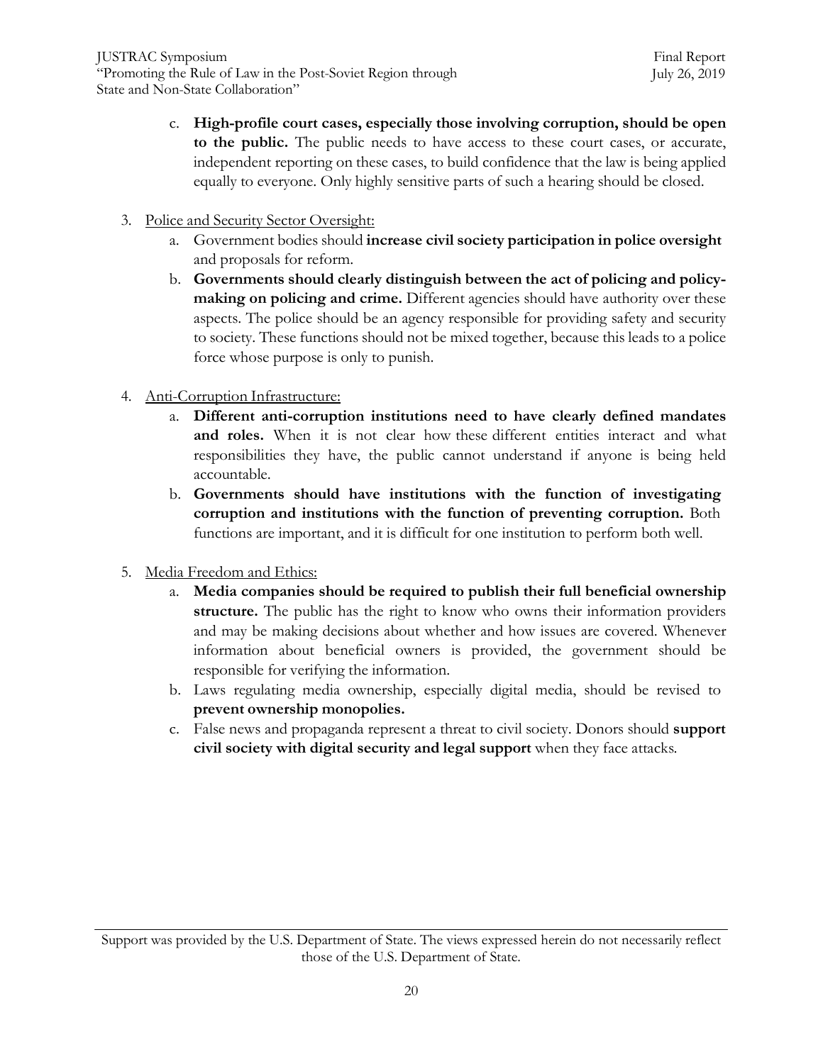c. **High-profile court cases, especially those involving corruption, should be open to the public.** The public needs to have access to these court cases, or accurate, independent reporting on these cases, to build confidence that the law is being applied equally to everyone. Only highly sensitive parts of such a hearing should be closed.

3. Police and Security Sector Oversight:
   a. Government bodies should **increase civil society participation in police oversight** and proposals for reform.
   b. **Governments should clearly distinguish between the act of policing and policy-making on policing and crime.** Different agencies should have authority over these aspects. The police should be an agency responsible for providing safety and security to society. These functions should not be mixed together, because this leads to a police force whose purpose is only to punish.

4. Anti-Corruption Infrastructure:
   a. **Different anti-corruption institutions need to have clearly defined mandates and roles.** When it is not clear how these different entities interact and what responsibilities they have, the public cannot understand if anyone is being held accountable.
   b. **Governments should have institutions with the function of investigating corruption and institutions with the function of preventing corruption.** Both functions are important, and it is difficult for one institution to perform both well.

5. Media Freedom and Ethics:
   a. **Media companies should be required to publish their full beneficial ownership structure.** The public has the right to know who owns their information providers and may be making decisions about whether and how issues are covered. Whenever information about beneficial owners is provided, the government should be responsible for verifying the information.
   b. Laws regulating media ownership, especially digital media, should be revised to **prevent ownership monopolies.**
   c. False news and propaganda represent a threat to civil society. Donors should **support civil society with digital security and legal support** when they face attacks.

Support was provided by the U.S. Department of State. The views expressed herein do not necessarily reflect those of the U.S. Department of State.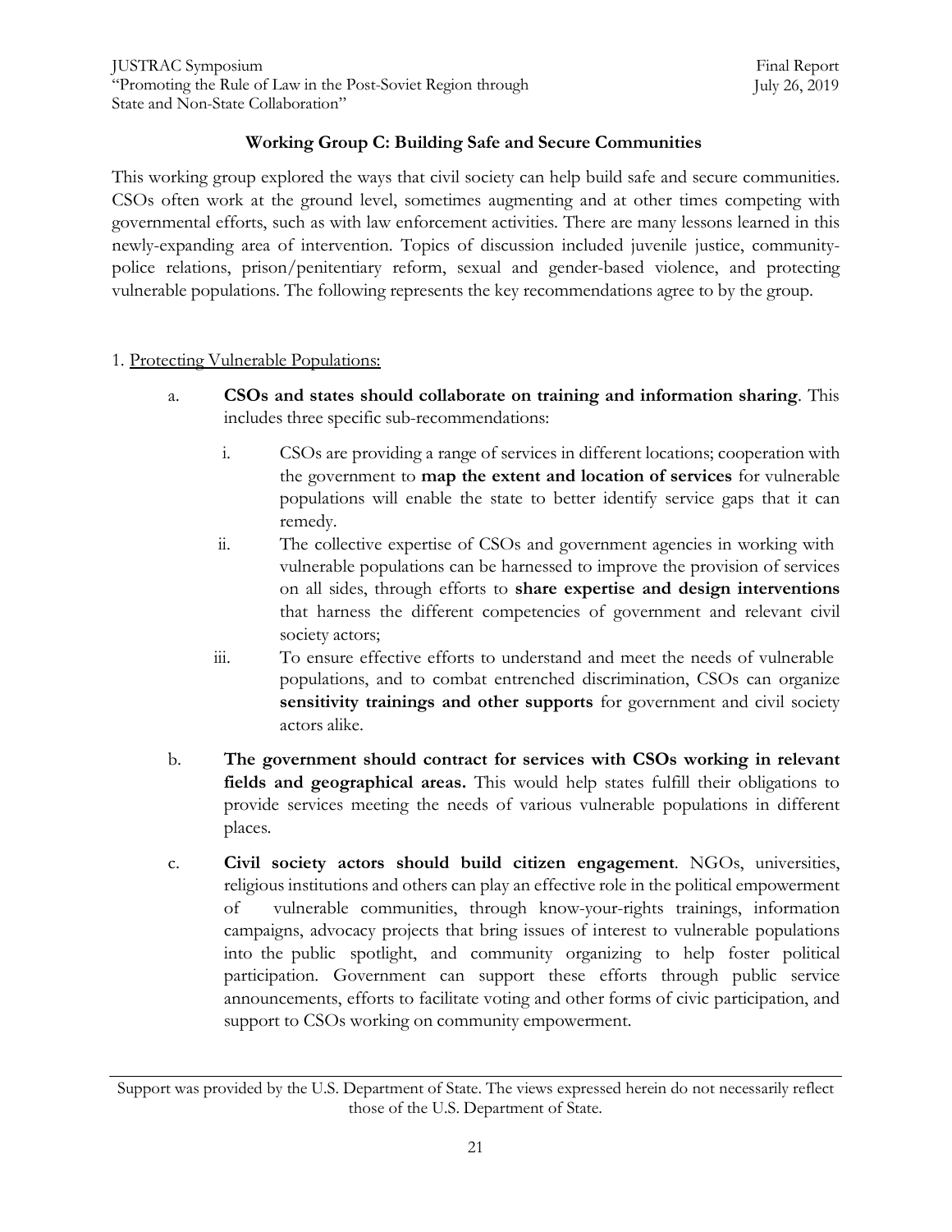### Working Group C: Building Safe and Secure Communities

This working group explored the ways that civil society can help build safe and secure communities. CSOs often work at the ground level, sometimes augmenting and at other times competing with governmental efforts, such as with law enforcement activities. There are many lessons learned in this newly-expanding area of intervention. Topics of discussion included juvenile justice, community-police relations, prison/penitentiary reform, sexual and gender-based violence, and protecting vulnerable populations. The following represents the key recommendations agree to by the group.

1. Protecting Vulnerable Populations:

   a. **CSOs and states should collaborate on training and information sharing**. This includes three specific sub-recommendations:

      i. CSOs are providing a range of services in different locations; cooperation with the government to **map the extent and location of services** for vulnerable populations will enable the state to better identify service gaps that it can remedy.

      ii. The collective expertise of CSOs and government agencies in working with vulnerable populations can be harnessed to improve the provision of services on all sides, through efforts to **share expertise and design interventions** that harness the different competencies of government and relevant civil society actors;

      iii. To ensure effective efforts to understand and meet the needs of vulnerable populations, and to combat entrenched discrimination, CSOs can organize **sensitivity trainings and other supports** for government and civil society actors alike.

   b. **The government should contract for services with CSOs working in relevant fields and geographical areas.** This would help states fulfill their obligations to provide services meeting the needs of various vulnerable populations in different places.

   c. **Civil society actors should build citizen engagement**. NGOs, universities, religious institutions and others can play an effective role in the political empowerment of vulnerable communities, through know-your-rights trainings, information campaigns, advocacy projects that bring issues of interest to vulnerable populations into the public spotlight, and community organizing to help foster political participation. Government can support these efforts through public service announcements, efforts to facilitate voting and other forms of civic participation, and support to CSOs working on community empowerment.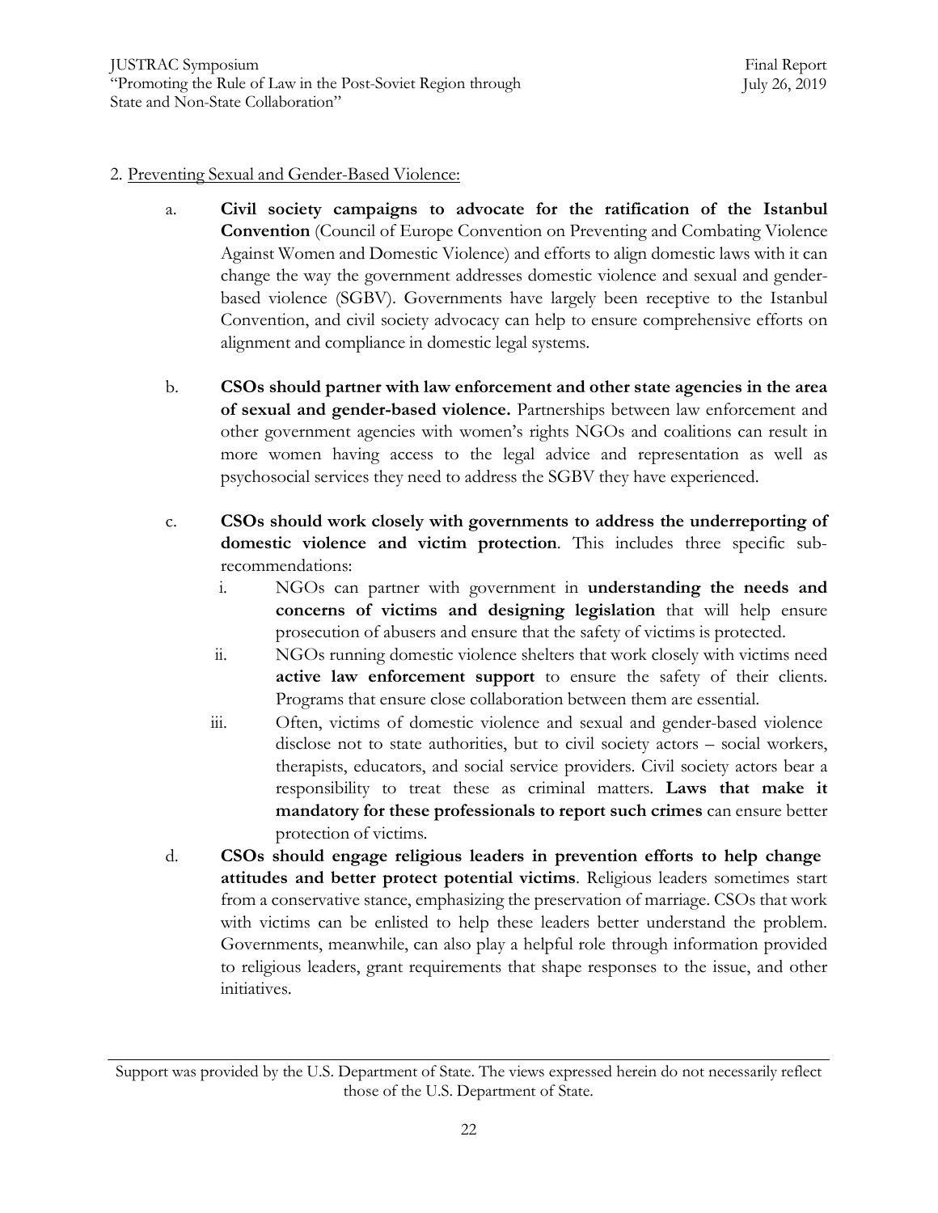2. Preventing Sexual and Gender-Based Violence:

a. **Civil society campaigns to advocate for the ratification of the Istanbul Convention** (Council of Europe Convention on Preventing and Combating Violence Against Women and Domestic Violence) and efforts to align domestic laws with it can change the way the government addresses domestic violence and sexual and gender-based violence (SGBV). Governments have largely been receptive to the Istanbul Convention, and civil society advocacy can help to ensure comprehensive efforts on alignment and compliance in domestic legal systems.

b. **CSOs should partner with law enforcement and other state agencies in the area of sexual and gender-based violence.** Partnerships between law enforcement and other government agencies with women's rights NGOs and coalitions can result in more women having access to the legal advice and representation as well as psychosocial services they need to address the SGBV they have experienced.

c. **CSOs should work closely with governments to address the underreporting of domestic violence and victim protection**. This includes three specific sub-recommendations:

    i. NGOs can partner with government in **understanding the needs and concerns of victims and designing legislation** that will help ensure prosecution of abusers and ensure that the safety of victims is protected.

    ii. NGOs running domestic violence shelters that work closely with victims need **active law enforcement support** to ensure the safety of their clients. Programs that ensure close collaboration between them are essential.

    iii. Often, victims of domestic violence and sexual and gender-based violence disclose not to state authorities, but to civil society actors – social workers, therapists, educators, and social service providers. Civil society actors bear a responsibility to treat these as criminal matters. **Laws that make it mandatory for these professionals to report such crimes** can ensure better protection of victims.

d. **CSOs should engage religious leaders in prevention efforts to help change attitudes and better protect potential victims**. Religious leaders sometimes start from a conservative stance, emphasizing the preservation of marriage. CSOs that work with victims can be enlisted to help these leaders better understand the problem. Governments, meanwhile, can also play a helpful role through information provided to religious leaders, grant requirements that shape responses to the issue, and other initiatives.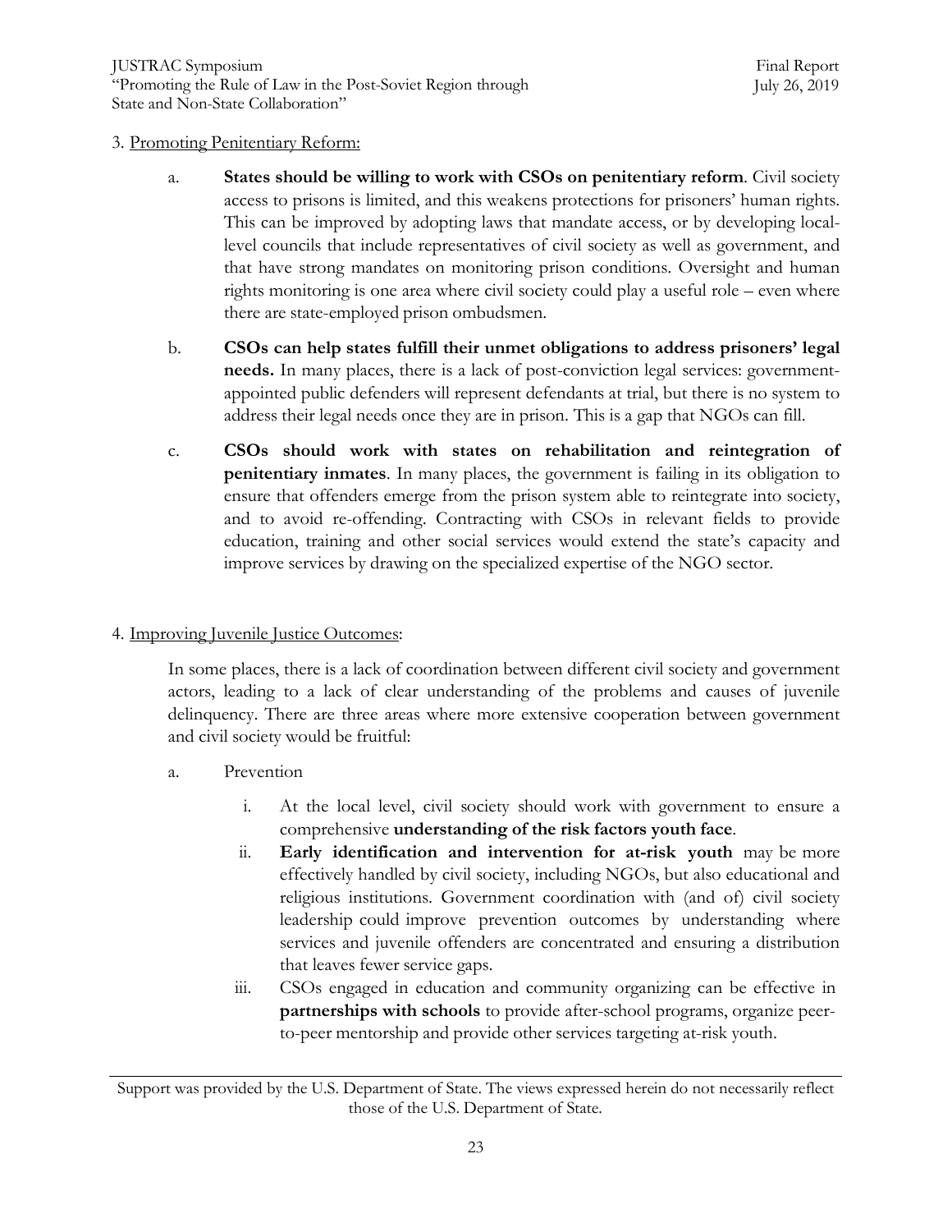3. Promoting Penitentiary Reform:

a. **States should be willing to work with CSOs on penitentiary reform**. Civil society access to prisons is limited, and this weakens protections for prisoners' human rights. This can be improved by adopting laws that mandate access, or by developing local-level councils that include representatives of civil society as well as government, and that have strong mandates on monitoring prison conditions. Oversight and human rights monitoring is one area where civil society could play a useful role – even where there are state-employed prison ombudsmen.

b. **CSOs can help states fulfill their unmet obligations to address prisoners' legal needs.** In many places, there is a lack of post-conviction legal services: government-appointed public defenders will represent defendants at trial, but there is no system to address their legal needs once they are in prison. This is a gap that NGOs can fill.

c. **CSOs should work with states on rehabilitation and reintegration of penitentiary inmates**. In many places, the government is failing in its obligation to ensure that offenders emerge from the prison system able to reintegrate into society, and to avoid re-offending. Contracting with CSOs in relevant fields to provide education, training and other social services would extend the state's capacity and improve services by drawing on the specialized expertise of the NGO sector.

4. Improving Juvenile Justice Outcomes:

In some places, there is a lack of coordination between different civil society and government actors, leading to a lack of clear understanding of the problems and causes of juvenile delinquency. There are three areas where more extensive cooperation between government and civil society would be fruitful:

a. Prevention

   i. At the local level, civil society should work with government to ensure a comprehensive **understanding of the risk factors youth face**.

   ii. **Early identification and intervention for at-risk youth** may be more effectively handled by civil society, including NGOs, but also educational and religious institutions. Government coordination with (and of) civil society leadership could improve prevention outcomes by understanding where services and juvenile offenders are concentrated and ensuring a distribution that leaves fewer service gaps.

   iii. CSOs engaged in education and community organizing can be effective in **partnerships with schools** to provide after-school programs, organize peer-to-peer mentorship and provide other services targeting at-risk youth.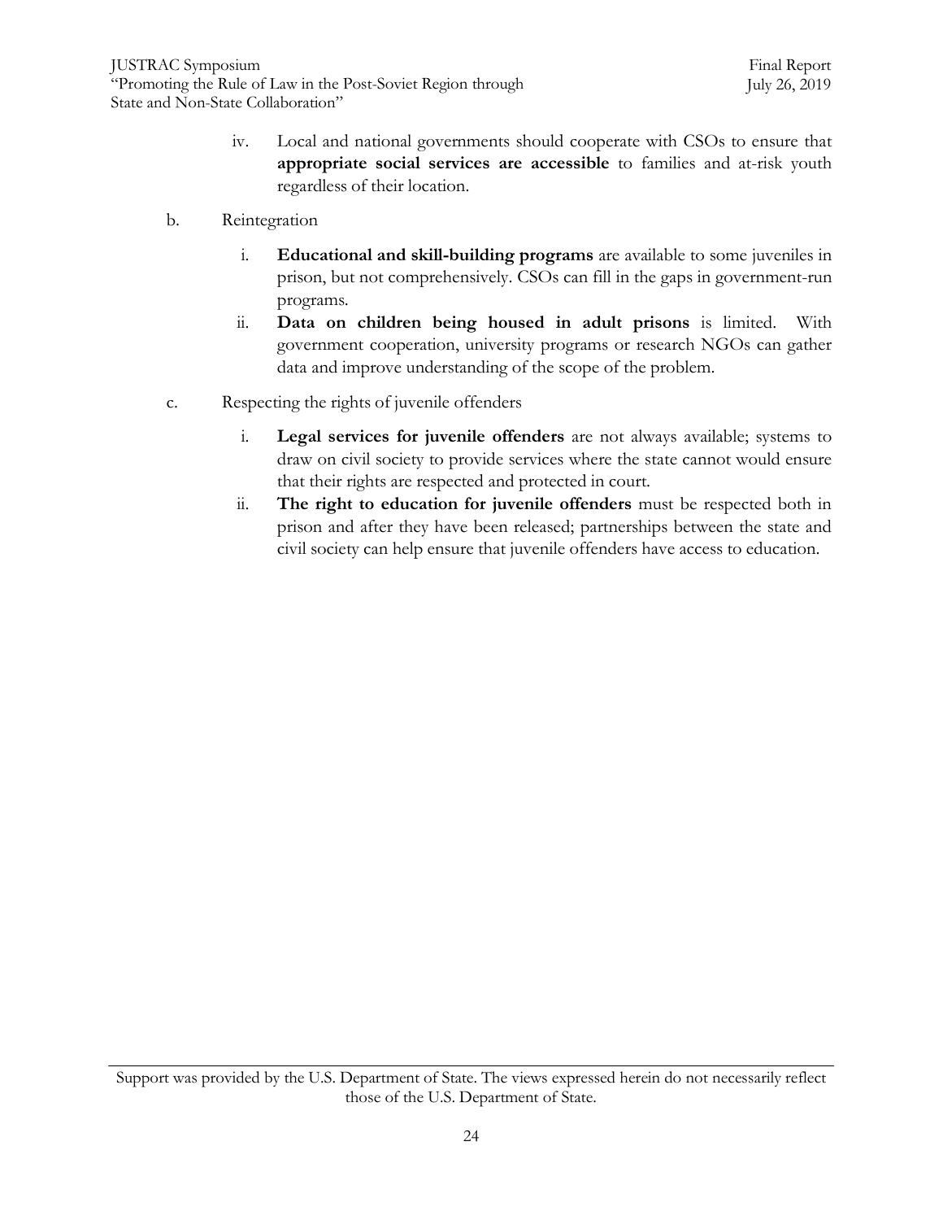iv. Local and national governments should cooperate with CSOs to ensure that **appropriate social services are accessible** to families and at-risk youth regardless of their location.

b. Reintegration

   i. **Educational and skill-building programs** are available to some juveniles in prison, but not comprehensively. CSOs can fill in the gaps in government-run programs.

   ii. **Data on children being housed in adult prisons** is limited. With government cooperation, university programs or research NGOs can gather data and improve understanding of the scope of the problem.

c. Respecting the rights of juvenile offenders

   i. **Legal services for juvenile offenders** are not always available; systems to draw on civil society to provide services where the state cannot would ensure that their rights are respected and protected in court.

   ii. **The right to education for juvenile offenders** must be respected both in prison and after they have been released; partnerships between the state and civil society can help ensure that juvenile offenders have access to education.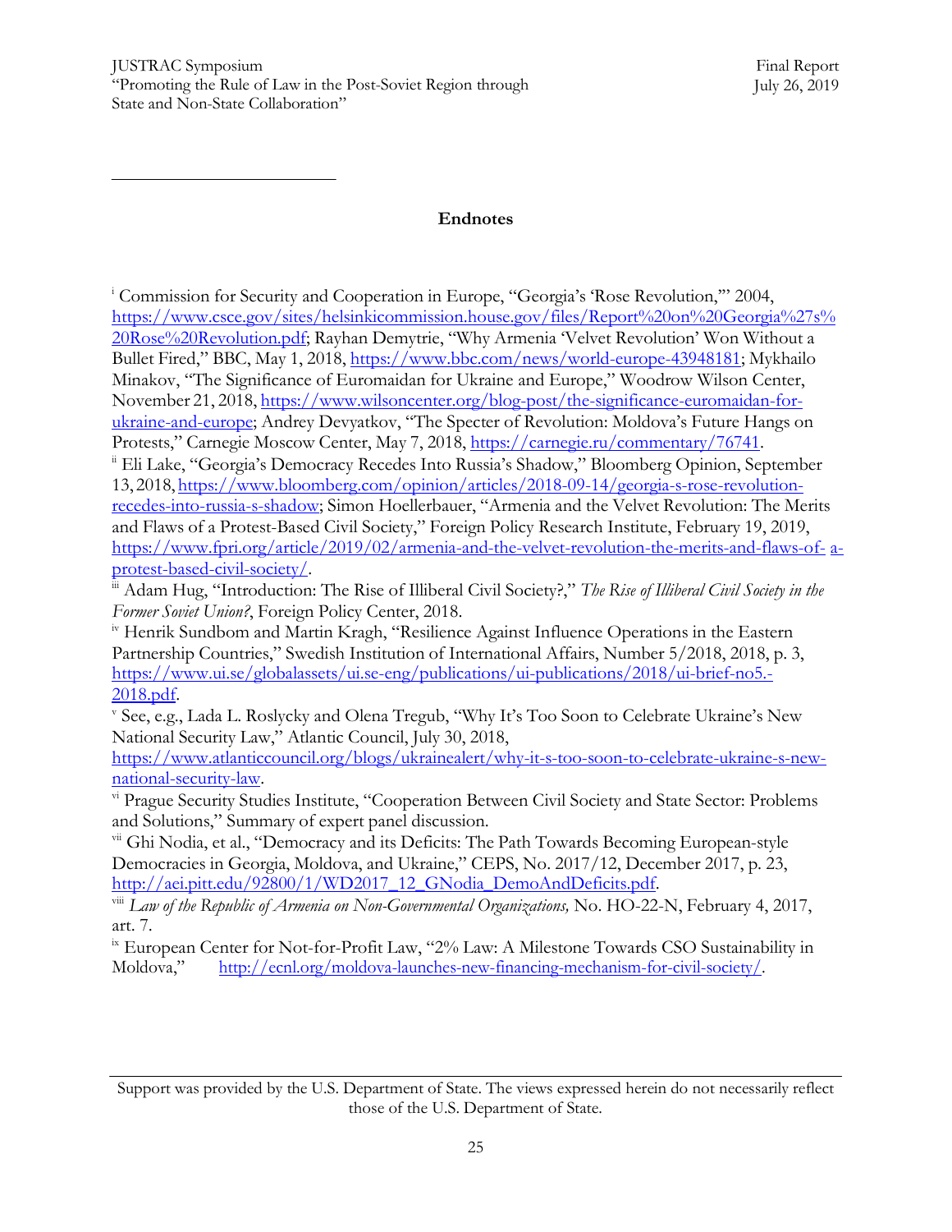## Endnotes

[i] Commission for Security and Cooperation in Europe, "Georgia's 'Rose Revolution,'" 2004, https://www.csce.gov/sites/helsinkicommission.house.gov/files/Report%20on%20Georgia%27s%20Rose%20Revolution.pdf; Rayhan Demytrie, "Why Armenia 'Velvet Revolution' Won Without a Bullet Fired," BBC, May 1, 2018, https://www.bbc.com/news/world-europe-43948181; Mykhailo Minakov, "The Significance of Euromaidan for Ukraine and Europe," Woodrow Wilson Center, November 21, 2018, https://www.wilsoncenter.org/blog-post/the-significance-euromaidan-for-ukraine-and-europe; Andrey Devyatkov, "The Specter of Revolution: Moldova's Future Hangs on Protests," Carnegie Moscow Center, May 7, 2018, https://carnegie.ru/commentary/76741.

[ii] Eli Lake, "Georgia's Democracy Recedes Into Russia's Shadow," Bloomberg Opinion, September 13, 2018, https://www.bloomberg.com/opinion/articles/2018-09-14/georgia-s-rose-revolution-recedes-into-russia-s-shadow; Simon Hoellerbauer, "Armenia and the Velvet Revolution: The Merits and Flaws of a Protest-Based Civil Society," Foreign Policy Research Institute, February 19, 2019, https://www.fpri.org/article/2019/02/armenia-and-the-velvet-revolution-the-merits-and-flaws-of- a-protest-based-civil-society/.

[iii] Adam Hug, "Introduction: The Rise of Illiberal Civil Society?," *The Rise of Illiberal Civil Society in the Former Soviet Union?*, Foreign Policy Center, 2018.

[iv] Henrik Sundbom and Martin Kragh, "Resilience Against Influence Operations in the Eastern Partnership Countries," Swedish Institution of International Affairs, Number 5/2018, 2018, p. 3, https://www.ui.se/globalassets/ui.se-eng/publications/ui-publications/2018/ui-brief-no5.-2018.pdf.

[v] See, e.g., Lada L. Roslycky and Olena Tregub, "Why It's Too Soon to Celebrate Ukraine's New National Security Law," Atlantic Council, July 30, 2018, https://www.atlanticcouncil.org/blogs/ukrainealert/why-it-s-too-soon-to-celebrate-ukraine-s-new-national-security-law.

[vi] Prague Security Studies Institute, "Cooperation Between Civil Society and State Sector: Problems and Solutions," Summary of expert panel discussion.

[vii] Ghi Nodia, et al., "Democracy and its Deficits: The Path Towards Becoming European-style Democracies in Georgia, Moldova, and Ukraine," CEPS, No. 2017/12, December 2017, p. 23, http://aei.pitt.edu/92800/1/WD2017_12_GNodia_DemoAndDeficits.pdf.

[viii] *Law of the Republic of Armenia on Non-Governmental Organizations,* No. HO-22-N, February 4, 2017, art. 7.

[ix] European Center for Not-for-Profit Law, "2% Law: A Milestone Towards CSO Sustainability in Moldova," http://ecnl.org/moldova-launches-new-financing-mechanism-for-civil-society/.

Support was provided by the U.S. Department of State. The views expressed herein do not necessarily reflect those of the U.S. Department of State.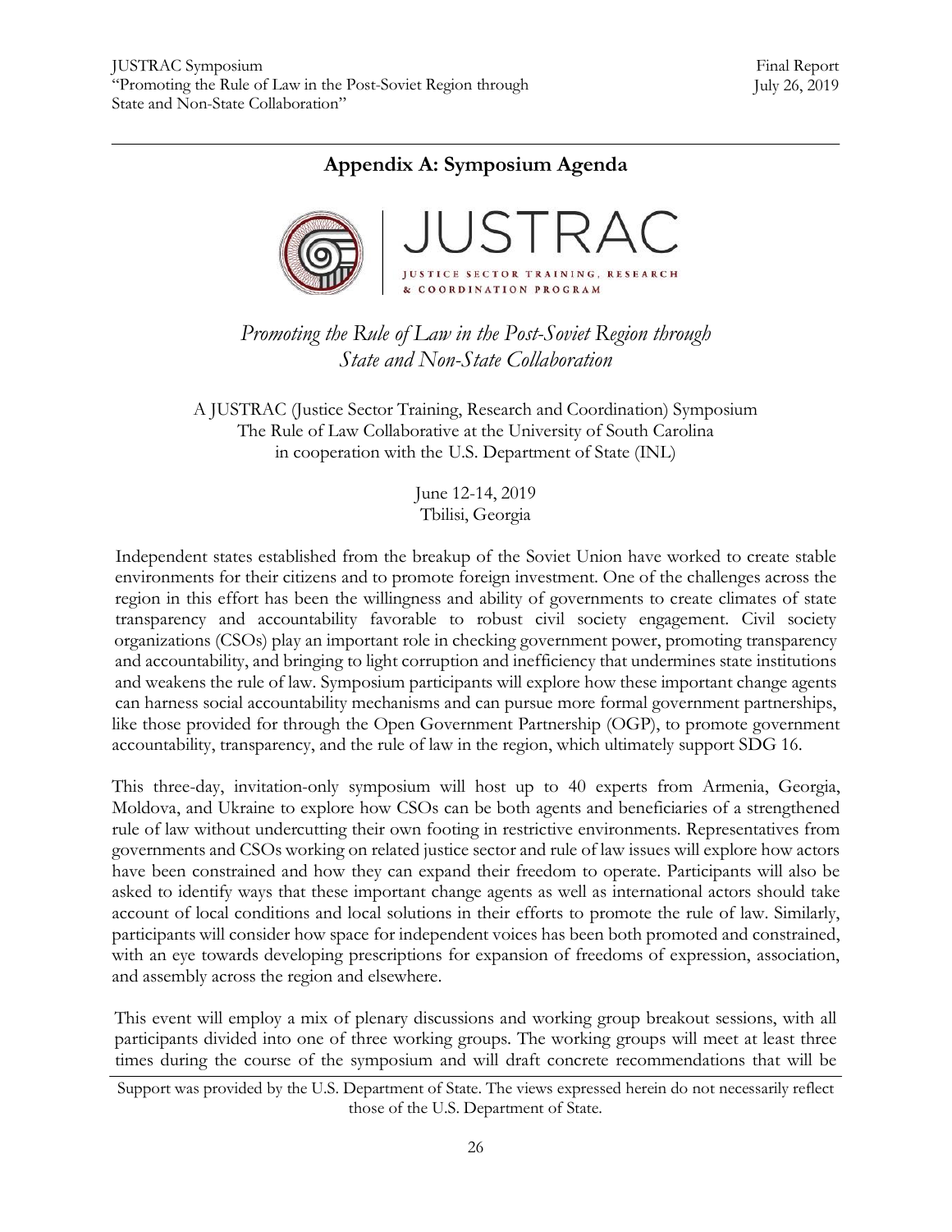## Appendix A: Symposium Agenda

JUSTRAC

JUSTICE SECTOR TRAINING, RESEARCH & COORDINATION PROGRAM

*Promoting the Rule of Law in the Post-Soviet Region through State and Non-State Collaboration*

A JUSTRAC (Justice Sector Training, Research and Coordination) Symposium
The Rule of Law Collaborative at the University of South Carolina
in cooperation with the U.S. Department of State (INL)

June 12-14, 2019
Tbilisi, Georgia

Independent states established from the breakup of the Soviet Union have worked to create stable environments for their citizens and to promote foreign investment. One of the challenges across the region in this effort has been the willingness and ability of governments to create climates of state transparency and accountability favorable to robust civil society engagement. Civil society organizations (CSOs) play an important role in checking government power, promoting transparency and accountability, and bringing to light corruption and inefficiency that undermines state institutions and weakens the rule of law. Symposium participants will explore how these important change agents can harness social accountability mechanisms and can pursue more formal government partnerships, like those provided for through the Open Government Partnership (OGP), to promote government accountability, transparency, and the rule of law in the region, which ultimately support SDG 16.

This three-day, invitation-only symposium will host up to 40 experts from Armenia, Georgia, Moldova, and Ukraine to explore how CSOs can be both agents and beneficiaries of a strengthened rule of law without undercutting their own footing in restrictive environments. Representatives from governments and CSOs working on related justice sector and rule of law issues will explore how actors have been constrained and how they can expand their freedom to operate. Participants will also be asked to identify ways that these important change agents as well as international actors should take account of local conditions and local solutions in their efforts to promote the rule of law. Similarly, participants will consider how space for independent voices has been both promoted and constrained, with an eye towards developing prescriptions for expansion of freedoms of expression, association, and assembly across the region and elsewhere.

This event will employ a mix of plenary discussions and working group breakout sessions, with all participants divided into one of three working groups. The working groups will meet at least three times during the course of the symposium and will draft concrete recommendations that will be

Support was provided by the U.S. Department of State. The views expressed herein do not necessarily reflect those of the U.S. Department of State.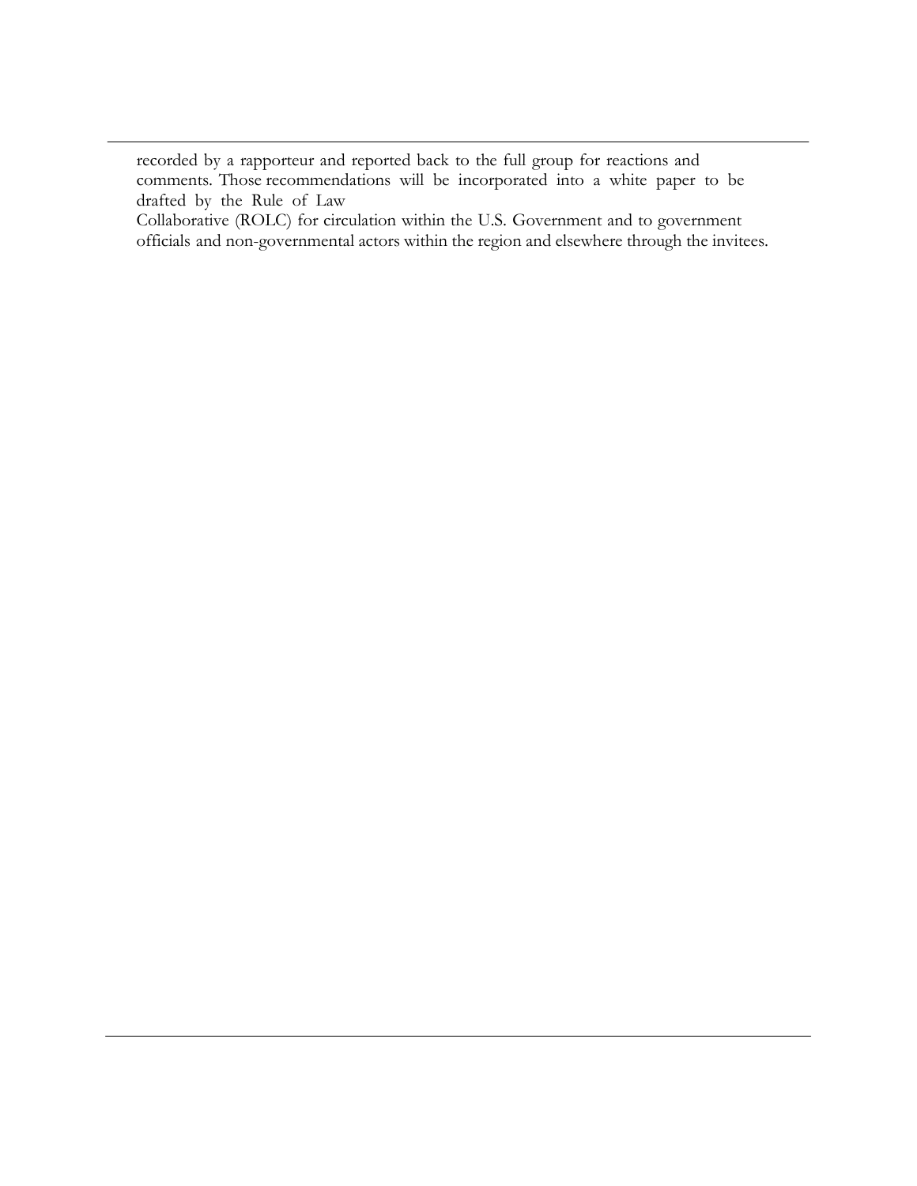recorded by a rapporteur and reported back to the full group for reactions and comments. Those recommendations will be incorporated into a white paper to be drafted by the Rule of Law Collaborative (ROLC) for circulation within the U.S. Government and to government officials and non-governmental actors within the region and elsewhere through the invitees.